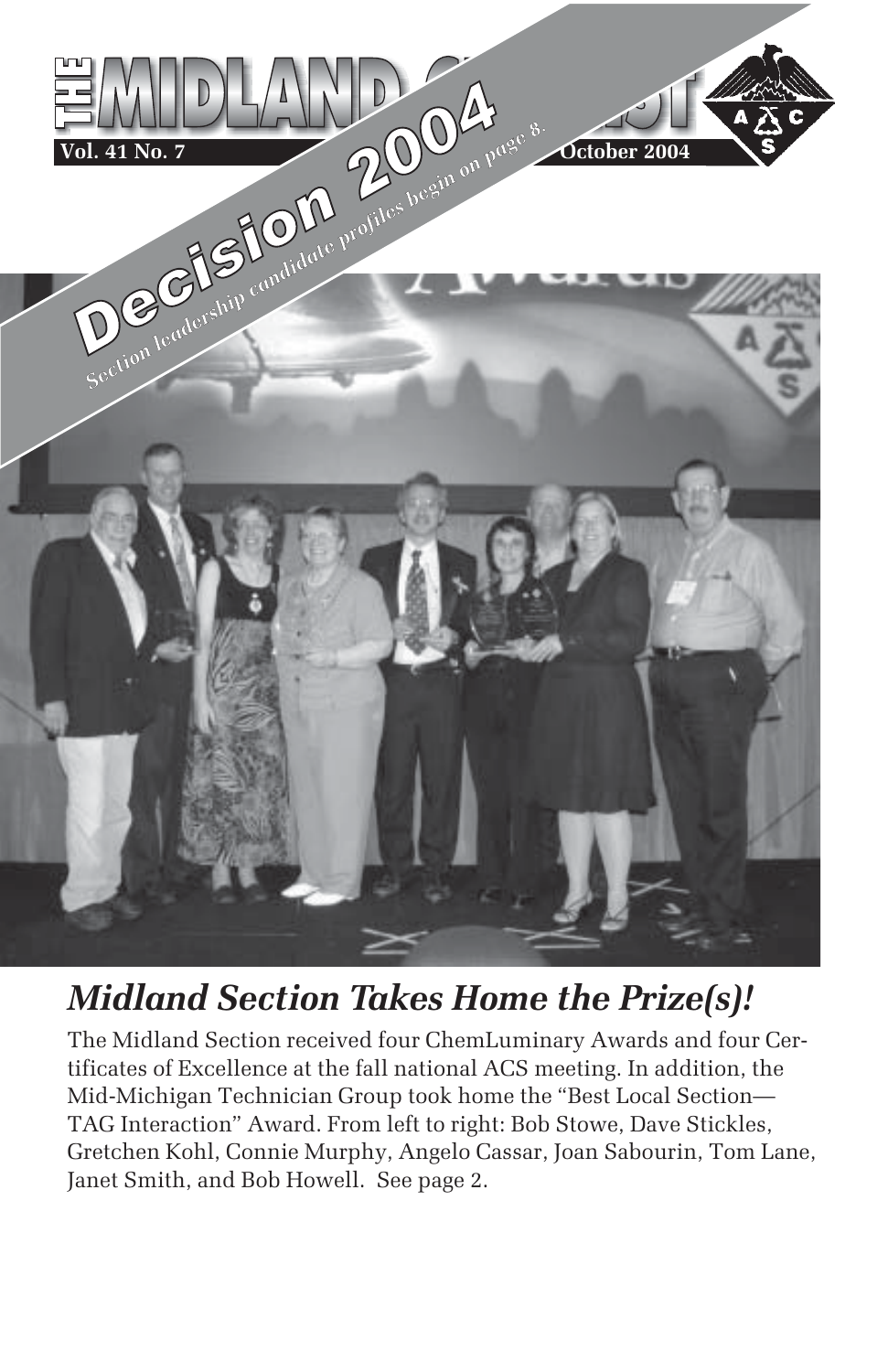# THE MIDLAND CHEMIST

**Vol. 41 No. 7** **October 2004**

## Decision 2004

*Section leadership candidate profiles begin on page 8.*

## *Midland Section Takes Home the Prize(s)!*

The Midland Section received four ChemLuminary Awards and four Certificates of Excellence at the fall national ACS meeting. In addition, the Mid-Michigan Technician Group took home the "Best Local Section—TAG Interaction" Award. From left to right: Bob Stowe, Dave Stickles, Gretchen Kohl, Connie Murphy, Angelo Cassar, Joan Sabourin, Tom Lane, Janet Smith, and Bob Howell. See page 2.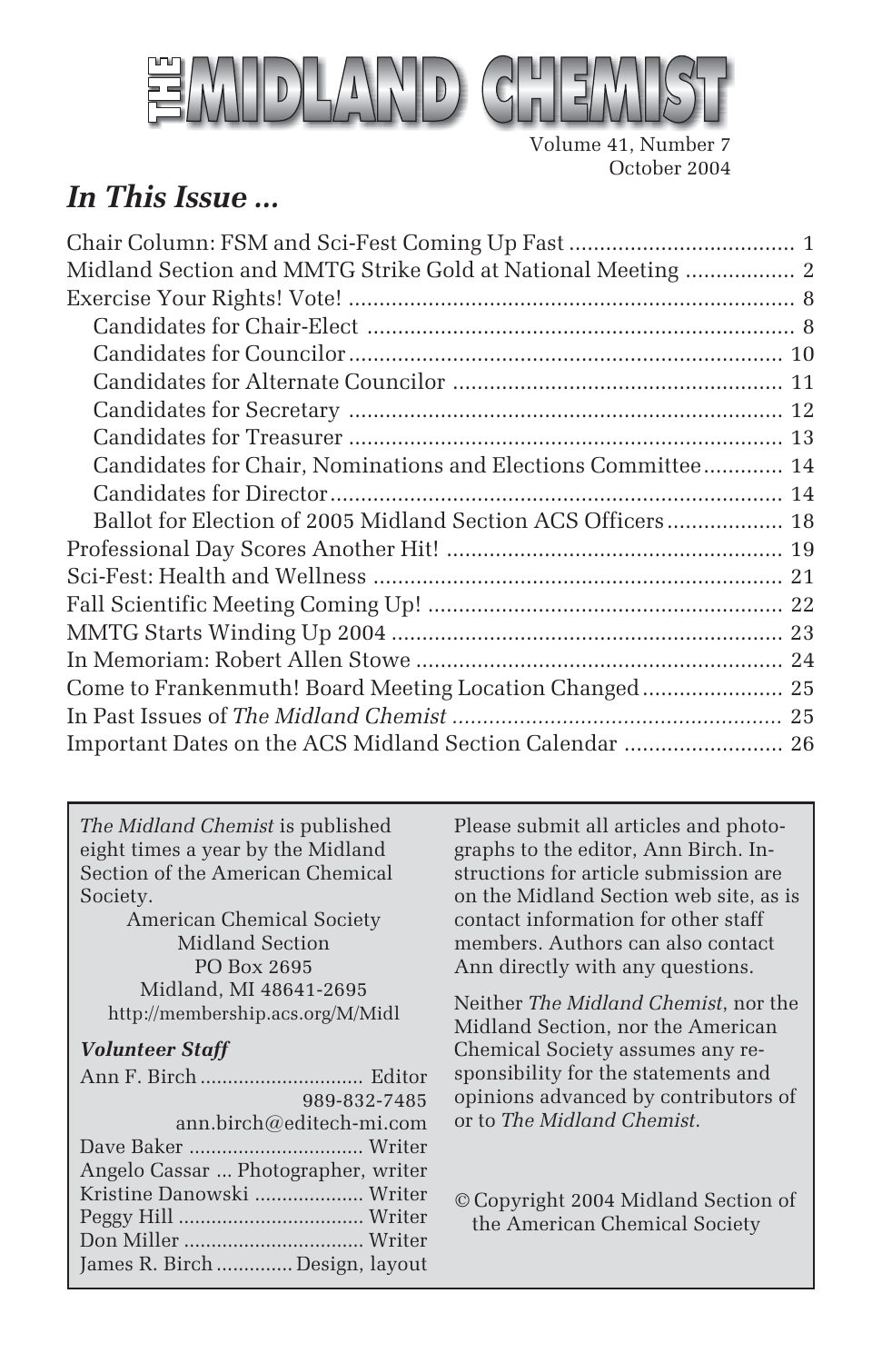# THE MIDLAND CHEMIST

Volume 41, Number 7
October 2004

## *In This Issue ...*

Chair Column: FSM and Sci-Fest Coming Up Fast .................................... 1
Midland Section and MMTG Strike Gold at National Meeting .................. 2
Exercise Your Rights! Vote! ........................................................................ 8
  Candidates for Chair-Elect ..................................................................... 8
  Candidates for Councilor ...................................................................... 10
  Candidates for Alternate Councilor ...................................................... 11
  Candidates for Secretary ....................................................................... 12
  Candidates for Treasurer ...................................................................... 13
  Candidates for Chair, Nominations and Elections Committee............. 14
  Candidates for Director......................................................................... 14
  Ballot for Election of 2005 Midland Section ACS Officers.................. 18
Professional Day Scores Another Hit! ...................................................... 19
Sci-Fest: Health and Wellness .................................................................. 21
Fall Scientific Meeting Coming Up! ......................................................... 22
MMTG Starts Winding Up 2004 ............................................................... 23
In Memoriam: Robert Allen Stowe ........................................................... 24
Come to Frankenmuth! Board Meeting Location Changed....................... 25
In Past Issues of *The Midland Chemist* ..................................................... 25
Important Dates on the ACS Midland Section Calendar .......................... 26

---

*The Midland Chemist* is published eight times a year by the Midland Section of the American Chemical Society.

American Chemical Society
Midland Section
PO Box 2695
Midland, MI 48641-2695
http://membership.acs.org/M/Midl

***Volunteer Staff***

Ann F. Birch .............................. Editor
989-832-7485
ann.birch@editech-mi.com
Dave Baker ................................ Writer
Angelo Cassar ... Photographer, writer
Kristine Danowski .................... Writer
Peggy Hill .................................. Writer
Don Miller ................................. Writer
James R. Birch .............. Design, layout

Please submit all articles and photographs to the editor, Ann Birch. Instructions for article submission are on the Midland Section web site, as is contact information for other staff members. Authors can also contact Ann directly with any questions.

Neither *The Midland Chemist*, nor the Midland Section, nor the American Chemical Society assumes any responsibility for the statements and opinions advanced by contributors of or to *The Midland Chemist*.

© Copyright 2004 Midland Section of the American Chemical Society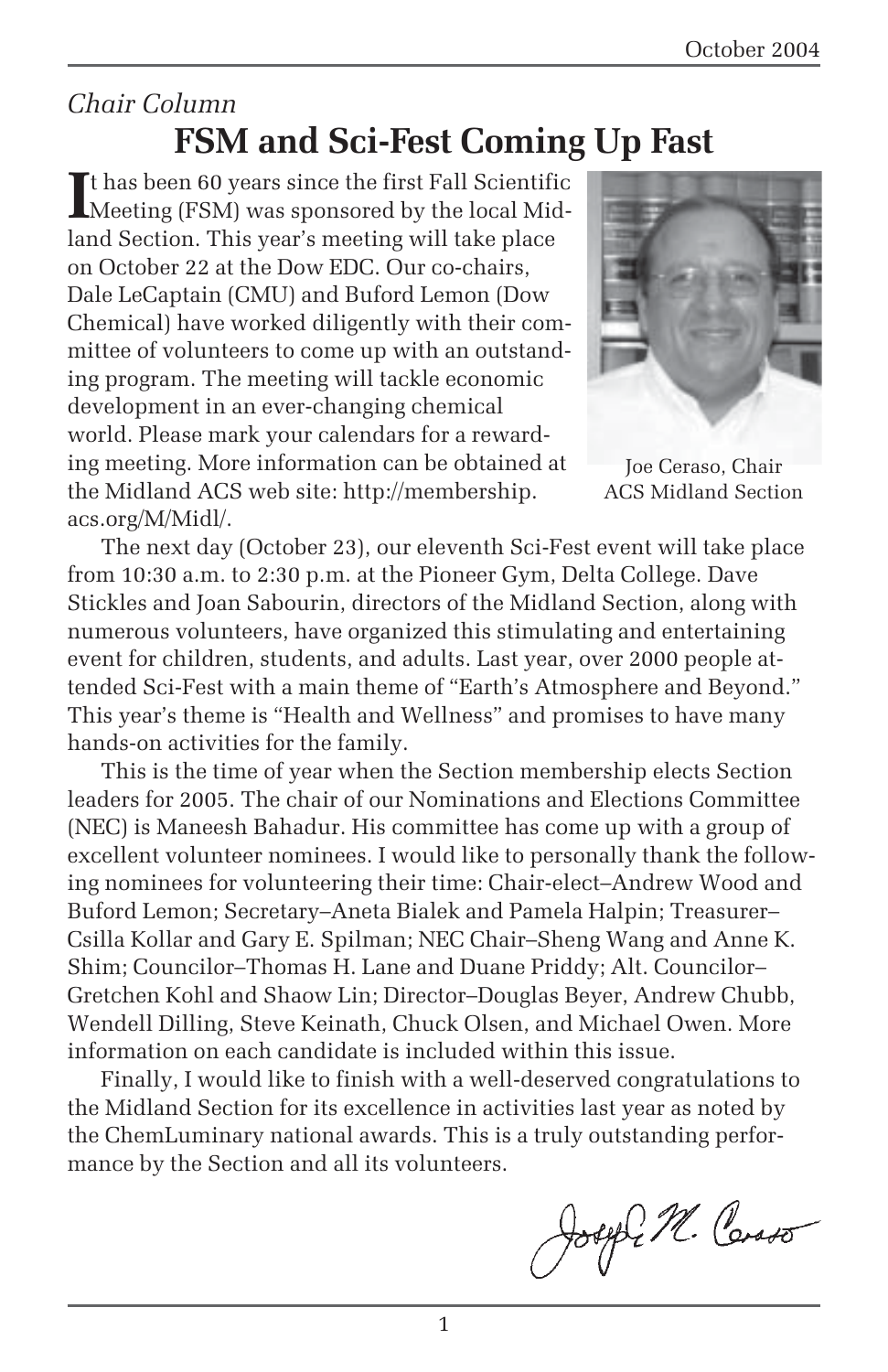*Chair Column*

# FSM and Sci-Fest Coming Up Fast

It has been 60 years since the first Fall Scientific Meeting (FSM) was sponsored by the local Midland Section. This year's meeting will take place on October 22 at the Dow EDC. Our co-chairs, Dale LeCaptain (CMU) and Buford Lemon (Dow Chemical) have worked diligently with their committee of volunteers to come up with an outstanding program. The meeting will tackle economic development in an ever-changing chemical world. Please mark your calendars for a rewarding meeting. More information can be obtained at the Midland ACS web site: http://membership.acs.org/M/Midl/.

Joe Ceraso, Chair
ACS Midland Section

The next day (October 23), our eleventh Sci-Fest event will take place from 10:30 a.m. to 2:30 p.m. at the Pioneer Gym, Delta College. Dave Stickles and Joan Sabourin, directors of the Midland Section, along with numerous volunteers, have organized this stimulating and entertaining event for children, students, and adults. Last year, over 2000 people attended Sci-Fest with a main theme of "Earth's Atmosphere and Beyond." This year's theme is "Health and Wellness" and promises to have many hands-on activities for the family.

This is the time of year when the Section membership elects Section leaders for 2005. The chair of our Nominations and Elections Committee (NEC) is Maneesh Bahadur. His committee has come up with a group of excellent volunteer nominees. I would like to personally thank the following nominees for volunteering their time: Chair-elect–Andrew Wood and Buford Lemon; Secretary–Aneta Bialek and Pamela Halpin; Treasurer–Csilla Kollar and Gary E. Spilman; NEC Chair–Sheng Wang and Anne K. Shim; Councilor–Thomas H. Lane and Duane Priddy; Alt. Councilor–Gretchen Kohl and Shaow Lin; Director–Douglas Beyer, Andrew Chubb, Wendell Dilling, Steve Keinath, Chuck Olsen, and Michael Owen. More information on each candidate is included within this issue.

Finally, I would like to finish with a well-deserved congratulations to the Midland Section for its excellence in activities last year as noted by the ChemLuminary national awards. This is a truly outstanding performance by the Section and all its volunteers.

Joseph M. Ceraso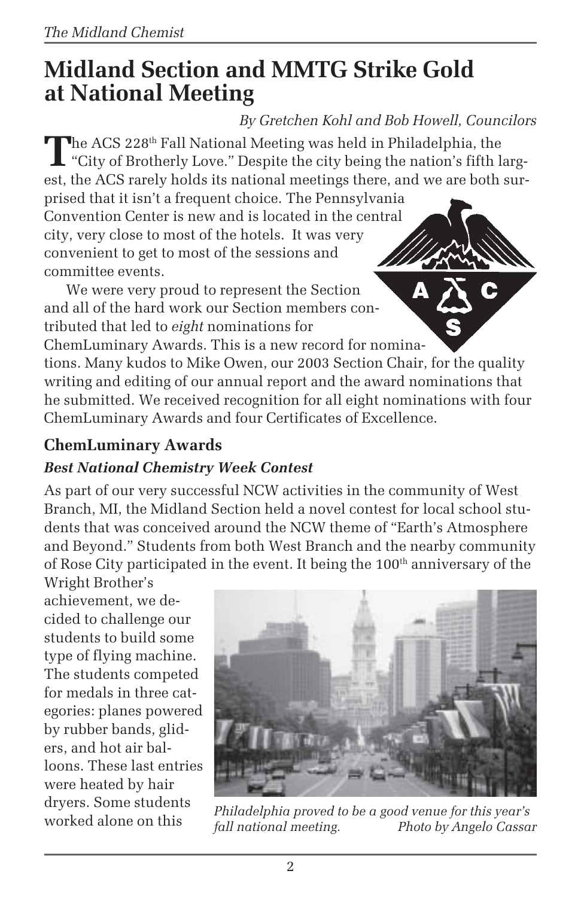# Midland Section and MMTG Strike Gold at National Meeting

*By Gretchen Kohl and Bob Howell, Councilors*

The ACS 228th Fall National Meeting was held in Philadelphia, the "City of Brotherly Love." Despite the city being the nation's fifth largest, the ACS rarely holds its national meetings there, and we are both surprised that it isn't a frequent choice. The Pennsylvania Convention Center is new and is located in the central city, very close to most of the hotels. It was very convenient to get to most of the sessions and committee events.

We were very proud to represent the Section and all of the hard work our Section members contributed that led to *eight* nominations for ChemLuminary Awards. This is a new record for nominations. Many kudos to Mike Owen, our 2003 Section Chair, for the quality writing and editing of our annual report and the award nominations that he submitted. We received recognition for all eight nominations with four ChemLuminary Awards and four Certificates of Excellence.

## ChemLuminary Awards

### *Best National Chemistry Week Contest*

As part of our very successful NCW activities in the community of West Branch, MI, the Midland Section held a novel contest for local school students that was conceived around the NCW theme of "Earth's Atmosphere and Beyond." Students from both West Branch and the nearby community of Rose City participated in the event. It being the 100th anniversary of the Wright Brother's achievement, we decided to challenge our students to build some type of flying machine. The students competed for medals in three categories: planes powered by rubber bands, gliders, and hot air balloons. These last entries were heated by hair dryers. Some students worked alone on this

*Philadelphia proved to be a good venue for this year's fall national meeting.* *Photo by Angelo Cassar*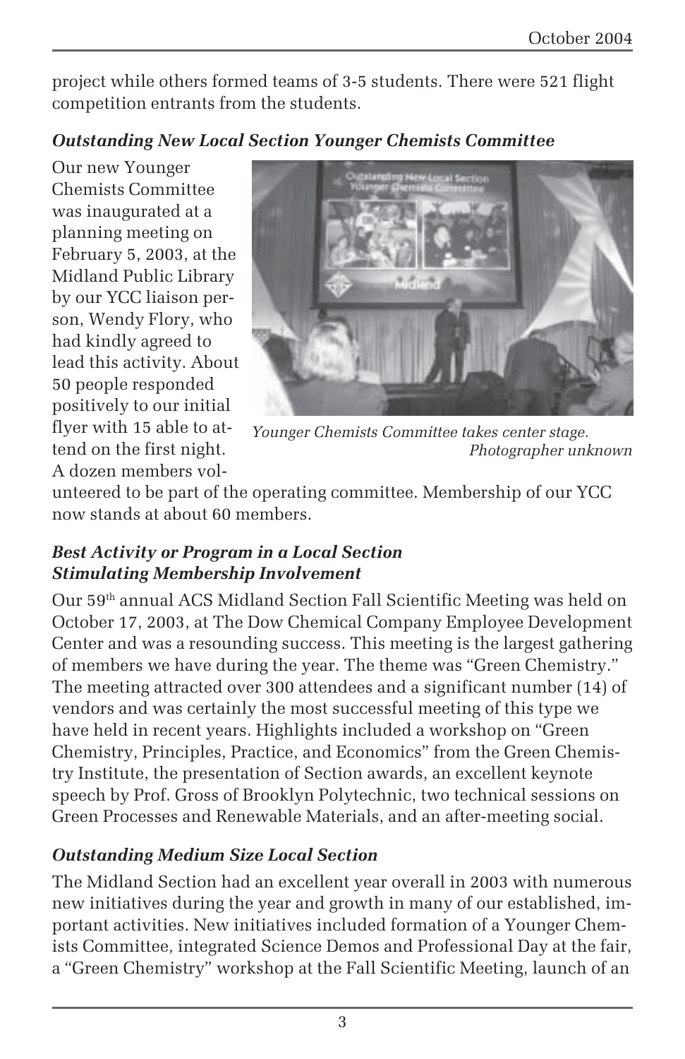project while others formed teams of 3-5 students. There were 521 flight competition entrants from the students.

### *Outstanding New Local Section Younger Chemists Committee*

Our new Younger Chemists Committee was inaugurated at a planning meeting on February 5, 2003, at the Midland Public Library by our YCC liaison person, Wendy Flory, who had kindly agreed to lead this activity. About 50 people responded positively to our initial flyer with 15 able to attend on the first night. A dozen members volunteered to be part of the operating committee. Membership of our YCC now stands at about 60 members.

*Younger Chemists Committee takes center stage. Photographer unknown*

### *Best Activity or Program in a Local Section Stimulating Membership Involvement*

Our 59th annual ACS Midland Section Fall Scientific Meeting was held on October 17, 2003, at The Dow Chemical Company Employee Development Center and was a resounding success. This meeting is the largest gathering of members we have during the year. The theme was "Green Chemistry." The meeting attracted over 300 attendees and a significant number (14) of vendors and was certainly the most successful meeting of this type we have held in recent years. Highlights included a workshop on "Green Chemistry, Principles, Practice, and Economics" from the Green Chemistry Institute, the presentation of Section awards, an excellent keynote speech by Prof. Gross of Brooklyn Polytechnic, two technical sessions on Green Processes and Renewable Materials, and an after-meeting social.

### *Outstanding Medium Size Local Section*

The Midland Section had an excellent year overall in 2003 with numerous new initiatives during the year and growth in many of our established, important activities. New initiatives included formation of a Younger Chemists Committee, integrated Science Demos and Professional Day at the fair, a "Green Chemistry" workshop at the Fall Scientific Meeting, launch of an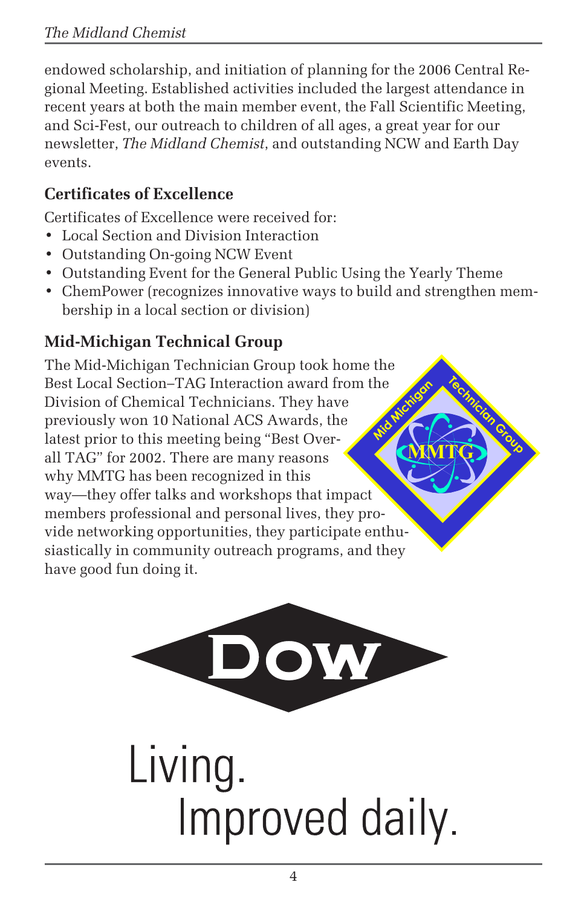endowed scholarship, and initiation of planning for the 2006 Central Regional Meeting. Established activities included the largest attendance in recent years at both the main member event, the Fall Scientific Meeting, and Sci-Fest, our outreach to children of all ages, a great year for our newsletter, *The Midland Chemist*, and outstanding NCW and Earth Day events.

### Certificates of Excellence

Certificates of Excellence were received for:

- Local Section and Division Interaction
- Outstanding On-going NCW Event
- Outstanding Event for the General Public Using the Yearly Theme
- ChemPower (recognizes innovative ways to build and strengthen membership in a local section or division)

### Mid-Michigan Technical Group

The Mid-Michigan Technician Group took home the Best Local Section–TAG Interaction award from the Division of Chemical Technicians. They have previously won 10 National ACS Awards, the latest prior to this meeting being "Best Overall TAG" for 2002. There are many reasons why MMTG has been recognized in this way—they offer talks and workshops that impact members professional and personal lives, they provide networking opportunities, they participate enthusiastically in community outreach programs, and they have good fun doing it.

Dow

Living.
Improved daily.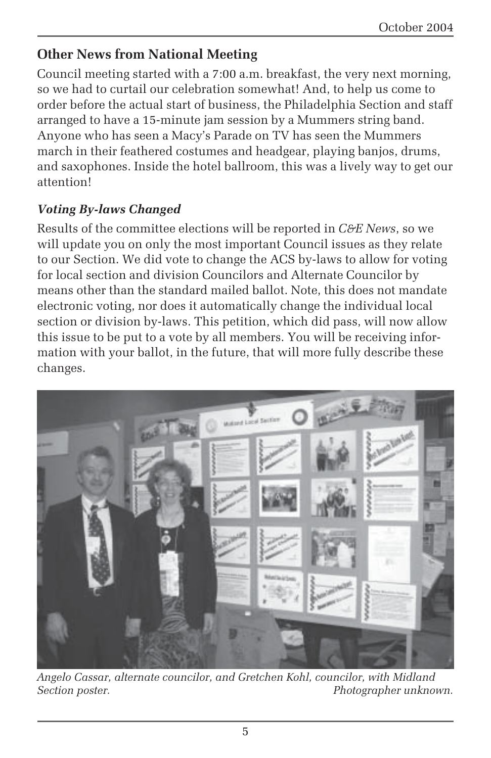## Other News from National Meeting

Council meeting started with a 7:00 a.m. breakfast, the very next morning, so we had to curtail our celebration somewhat! And, to help us come to order before the actual start of business, the Philadelphia Section and staff arranged to have a 15-minute jam session by a Mummers string band. Anyone who has seen a Macy's Parade on TV has seen the Mummers march in their feathered costumes and headgear, playing banjos, drums, and saxophones. Inside the hotel ballroom, this was a lively way to get our attention!

### *Voting By-laws Changed*

Results of the committee elections will be reported in *C&E News*, so we will update you on only the most important Council issues as they relate to our Section. We did vote to change the ACS by-laws to allow for voting for local section and division Councilors and Alternate Councilor by means other than the standard mailed ballot. Note, this does not mandate electronic voting, nor does it automatically change the individual local section or division by-laws. This petition, which did pass, will now allow this issue to be put to a vote by all members. You will be receiving information with your ballot, in the future, that will more fully describe these changes.

*Angelo Cassar, alternate councilor, and Gretchen Kohl, councilor, with Midland Section poster.* *Photographer unknown.*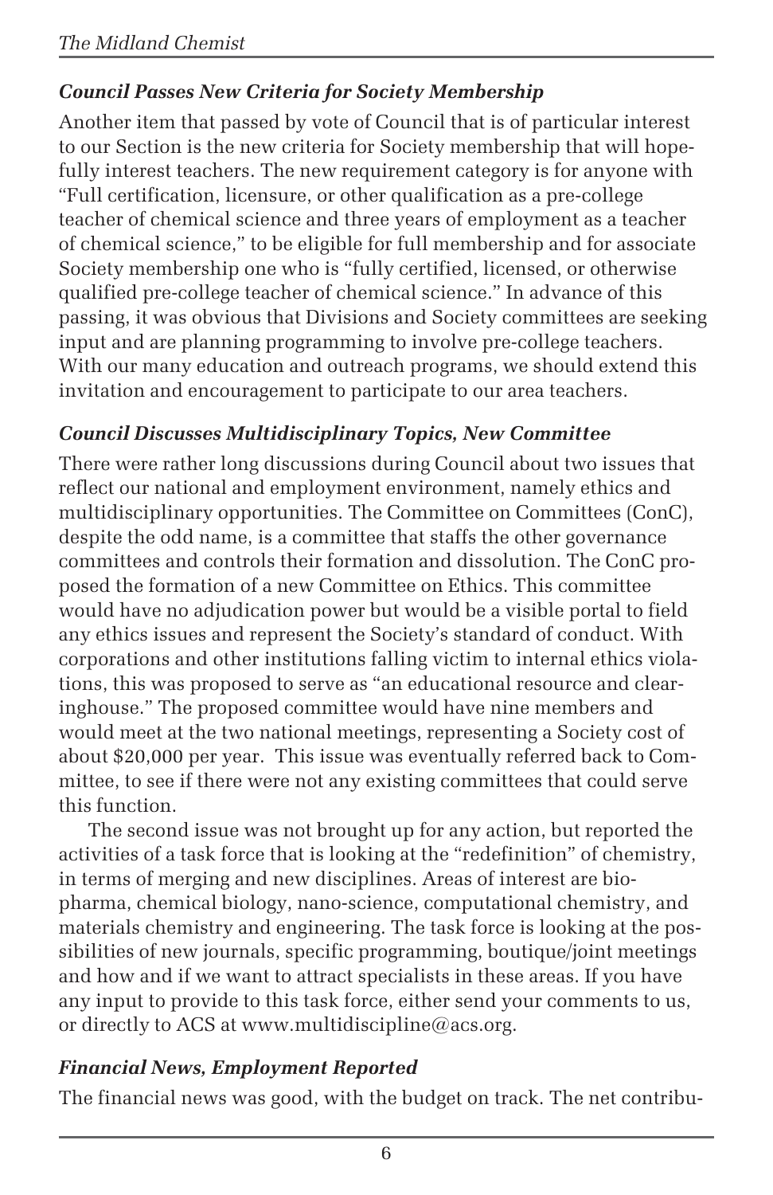### *Council Passes New Criteria for Society Membership*

Another item that passed by vote of Council that is of particular interest to our Section is the new criteria for Society membership that will hopefully interest teachers. The new requirement category is for anyone with "Full certification, licensure, or other qualification as a pre-college teacher of chemical science and three years of employment as a teacher of chemical science," to be eligible for full membership and for associate Society membership one who is "fully certified, licensed, or otherwise qualified pre-college teacher of chemical science." In advance of this passing, it was obvious that Divisions and Society committees are seeking input and are planning programming to involve pre-college teachers. With our many education and outreach programs, we should extend this invitation and encouragement to participate to our area teachers.

### *Council Discusses Multidisciplinary Topics, New Committee*

There were rather long discussions during Council about two issues that reflect our national and employment environment, namely ethics and multidisciplinary opportunities. The Committee on Committees (ConC), despite the odd name, is a committee that staffs the other governance committees and controls their formation and dissolution. The ConC proposed the formation of a new Committee on Ethics. This committee would have no adjudication power but would be a visible portal to field any ethics issues and represent the Society's standard of conduct. With corporations and other institutions falling victim to internal ethics violations, this was proposed to serve as "an educational resource and clearinghouse." The proposed committee would have nine members and would meet at the two national meetings, representing a Society cost of about $20,000 per year. This issue was eventually referred back to Committee, to see if there were not any existing committees that could serve this function.

The second issue was not brought up for any action, but reported the activities of a task force that is looking at the "redefinition" of chemistry, in terms of merging and new disciplines. Areas of interest are biopharma, chemical biology, nano-science, computational chemistry, and materials chemistry and engineering. The task force is looking at the possibilities of new journals, specific programming, boutique/joint meetings and how and if we want to attract specialists in these areas. If you have any input to provide to this task force, either send your comments to us, or directly to ACS at www.multidiscipline@acs.org.

### *Financial News, Employment Reported*

The financial news was good, with the budget on track. The net contribu-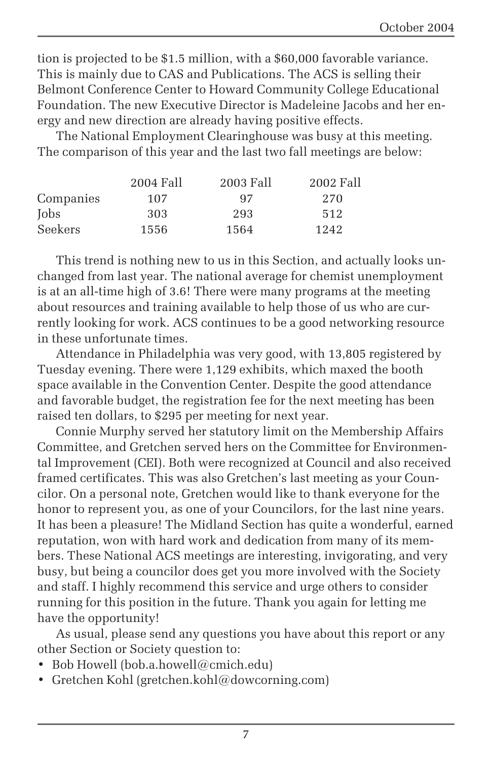tion is projected to be $1.5 million, with a $60,000 favorable variance. This is mainly due to CAS and Publications. The ACS is selling their Belmont Conference Center to Howard Community College Educational Foundation. The new Executive Director is Madeleine Jacobs and her energy and new direction are already having positive effects.

The National Employment Clearinghouse was busy at this meeting. The comparison of this year and the last two fall meetings are below:

| | 2004 Fall | 2003 Fall | 2002 Fall |
|---|---|---|---|
| Companies | 107 | 97 | 270 |
| Jobs | 303 | 293 | 512 |
| Seekers | 1556 | 1564 | 1242 |

This trend is nothing new to us in this Section, and actually looks unchanged from last year. The national average for chemist unemployment is at an all-time high of 3.6! There were many programs at the meeting about resources and training available to help those of us who are currently looking for work. ACS continues to be a good networking resource in these unfortunate times.

Attendance in Philadelphia was very good, with 13,805 registered by Tuesday evening. There were 1,129 exhibits, which maxed the booth space available in the Convention Center. Despite the good attendance and favorable budget, the registration fee for the next meeting has been raised ten dollars, to $295 per meeting for next year.

Connie Murphy served her statutory limit on the Membership Affairs Committee, and Gretchen served hers on the Committee for Environmental Improvement (CEI). Both were recognized at Council and also received framed certificates. This was also Gretchen's last meeting as your Councilor. On a personal note, Gretchen would like to thank everyone for the honor to represent you, as one of your Councilors, for the last nine years. It has been a pleasure! The Midland Section has quite a wonderful, earned reputation, won with hard work and dedication from many of its members. These National ACS meetings are interesting, invigorating, and very busy, but being a councilor does get you more involved with the Society and staff. I highly recommend this service and urge others to consider running for this position in the future. Thank you again for letting me have the opportunity!

As usual, please send any questions you have about this report or any other Section or Society question to:

- Bob Howell (bob.a.howell@cmich.edu)
- Gretchen Kohl (gretchen.kohl@dowcorning.com)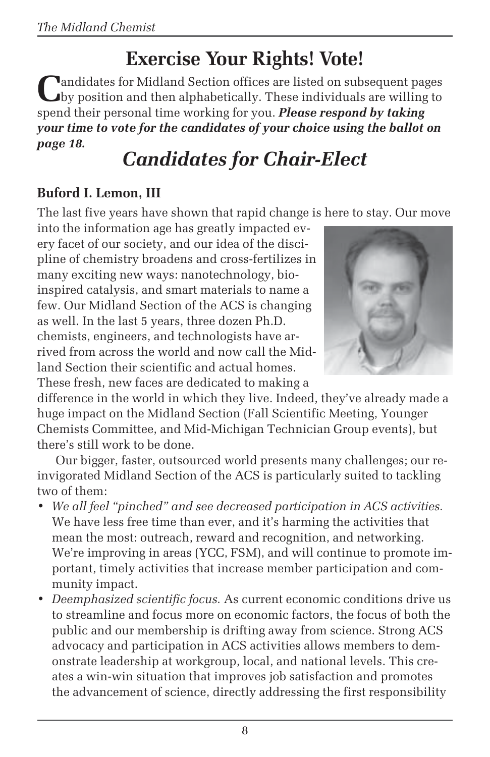# Exercise Your Rights! Vote!

Candidates for Midland Section offices are listed on subsequent pages by position and then alphabetically. These individuals are willing to spend their personal time working for you. ***Please respond by taking your time to vote for the candidates of your choice using the ballot on page 18.***

## *Candidates for Chair-Elect*

### Buford I. Lemon, III

The last five years have shown that rapid change is here to stay. Our move into the information age has greatly impacted every facet of our society, and our idea of the discipline of chemistry broadens and cross-fertilizes in many exciting new ways: nanotechnology, bio-inspired catalysis, and smart materials to name a few. Our Midland Section of the ACS is changing as well. In the last 5 years, three dozen Ph.D. chemists, engineers, and technologists have arrived from across the world and now call the Midland Section their scientific and actual homes. These fresh, new faces are dedicated to making a difference in the world in which they live. Indeed, they've already made a huge impact on the Midland Section (Fall Scientific Meeting, Younger Chemists Committee, and Mid-Michigan Technician Group events), but there's still work to be done.

Our bigger, faster, outsourced world presents many challenges; our re-invigorated Midland Section of the ACS is particularly suited to tackling two of them:

- *We all feel "pinched" and see decreased participation in ACS activities.* We have less free time than ever, and it's harming the activities that mean the most: outreach, reward and recognition, and networking. We're improving in areas (YCC, FSM), and will continue to promote important, timely activities that increase member participation and community impact.
- *Deemphasized scientific focus.* As current economic conditions drive us to streamline and focus more on economic factors, the focus of both the public and our membership is drifting away from science. Strong ACS advocacy and participation in ACS activities allows members to demonstrate leadership at workgroup, local, and national levels. This creates a win-win situation that improves job satisfaction and promotes the advancement of science, directly addressing the first responsibility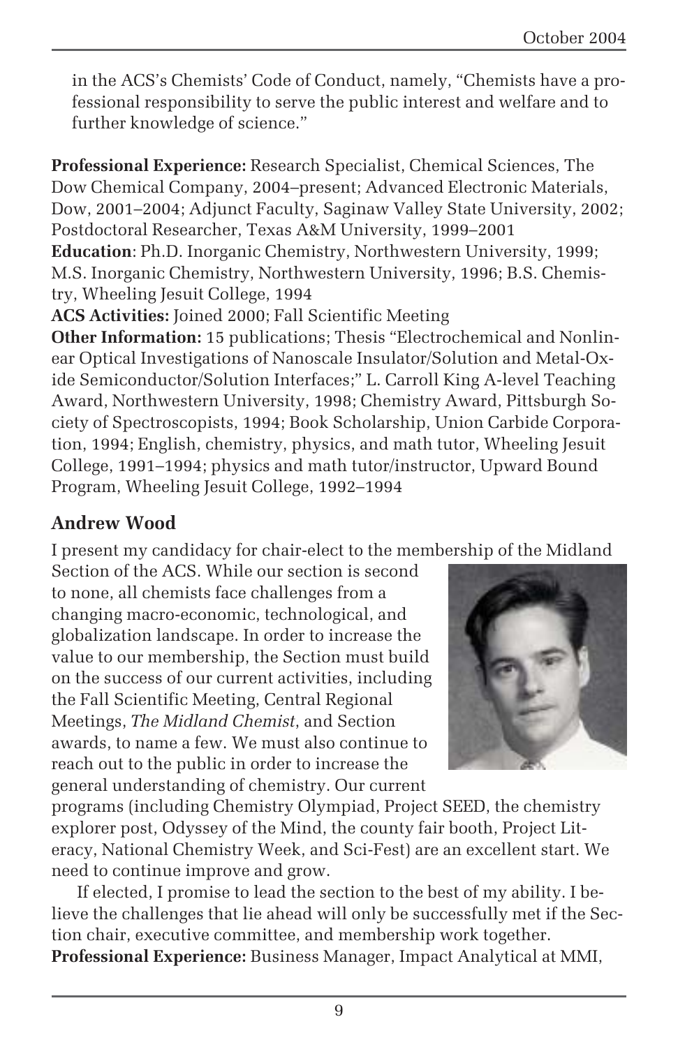in the ACS's Chemists' Code of Conduct, namely, "Chemists have a professional responsibility to serve the public interest and welfare and to further knowledge of science."

**Professional Experience:** Research Specialist, Chemical Sciences, The Dow Chemical Company, 2004–present; Advanced Electronic Materials, Dow, 2001–2004; Adjunct Faculty, Saginaw Valley State University, 2002; Postdoctoral Researcher, Texas A&M University, 1999–2001
**Education**: Ph.D. Inorganic Chemistry, Northwestern University, 1999; M.S. Inorganic Chemistry, Northwestern University, 1996; B.S. Chemistry, Wheeling Jesuit College, 1994
**ACS Activities:** Joined 2000; Fall Scientific Meeting
**Other Information:** 15 publications; Thesis "Electrochemical and Nonlinear Optical Investigations of Nanoscale Insulator/Solution and Metal-Oxide Semiconductor/Solution Interfaces;" L. Carroll King A-level Teaching Award, Northwestern University, 1998; Chemistry Award, Pittsburgh Society of Spectroscopists, 1994; Book Scholarship, Union Carbide Corporation, 1994; English, chemistry, physics, and math tutor, Wheeling Jesuit College, 1991–1994; physics and math tutor/instructor, Upward Bound Program, Wheeling Jesuit College, 1992–1994

### Andrew Wood

I present my candidacy for chair-elect to the membership of the Midland Section of the ACS. While our section is second to none, all chemists face challenges from a changing macro-economic, technological, and globalization landscape. In order to increase the value to our membership, the Section must build on the success of our current activities, including the Fall Scientific Meeting, Central Regional Meetings, *The Midland Chemist*, and Section awards, to name a few. We must also continue to reach out to the public in order to increase the general understanding of chemistry. Our current programs (including Chemistry Olympiad, Project SEED, the chemistry explorer post, Odyssey of the Mind, the county fair booth, Project Literacy, National Chemistry Week, and Sci-Fest) are an excellent start. We need to continue improve and grow.

If elected, I promise to lead the section to the best of my ability. I believe the challenges that lie ahead will only be successfully met if the Section chair, executive committee, and membership work together.
**Professional Experience:** Business Manager, Impact Analytical at MMI,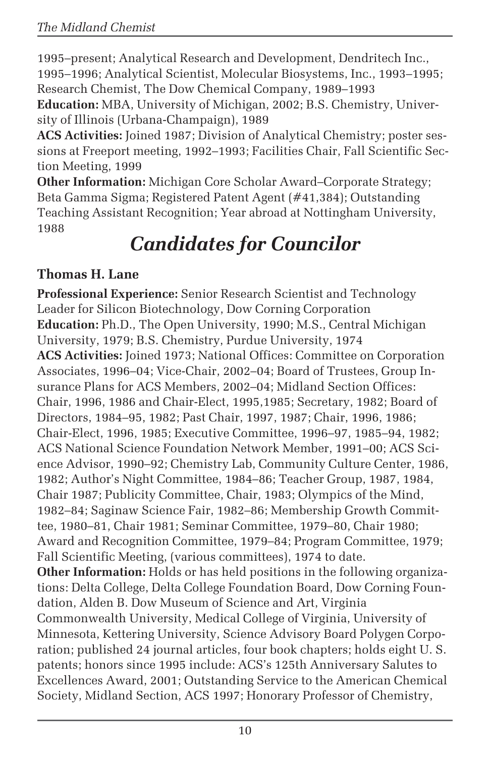1995–present; Analytical Research and Development, Dendritech Inc., 1995–1996; Analytical Scientist, Molecular Biosystems, Inc., 1993–1995; Research Chemist, The Dow Chemical Company, 1989–1993

**Education:** MBA, University of Michigan, 2002; B.S. Chemistry, University of Illinois (Urbana-Champaign), 1989

**ACS Activities:** Joined 1987; Division of Analytical Chemistry; poster sessions at Freeport meeting, 1992–1993; Facilities Chair, Fall Scientific Section Meeting, 1999

**Other Information:** Michigan Core Scholar Award–Corporate Strategy; Beta Gamma Sigma; Registered Patent Agent (#41,384); Outstanding Teaching Assistant Recognition; Year abroad at Nottingham University, 1988

# *Candidates for Councilor*

### Thomas H. Lane

**Professional Experience:** Senior Research Scientist and Technology Leader for Silicon Biotechnology, Dow Corning Corporation

**Education:** Ph.D., The Open University, 1990; M.S., Central Michigan University, 1979; B.S. Chemistry, Purdue University, 1974

**ACS Activities:** Joined 1973; National Offices: Committee on Corporation Associates, 1996–04; Vice-Chair, 2002–04; Board of Trustees, Group Insurance Plans for ACS Members, 2002–04; Midland Section Offices: Chair, 1996, 1986 and Chair-Elect, 1995,1985; Secretary, 1982; Board of Directors, 1984–95, 1982; Past Chair, 1997, 1987; Chair, 1996, 1986; Chair-Elect, 1996, 1985; Executive Committee, 1996–97, 1985–94, 1982; ACS National Science Foundation Network Member, 1991–00; ACS Science Advisor, 1990–92; Chemistry Lab, Community Culture Center, 1986, 1982; Author's Night Committee, 1984–86; Teacher Group, 1987, 1984, Chair 1987; Publicity Committee, Chair, 1983; Olympics of the Mind, 1982–84; Saginaw Science Fair, 1982–86; Membership Growth Committee, 1980–81, Chair 1981; Seminar Committee, 1979–80, Chair 1980; Award and Recognition Committee, 1979–84; Program Committee, 1979; Fall Scientific Meeting, (various committees), 1974 to date.

**Other Information:** Holds or has held positions in the following organizations: Delta College, Delta College Foundation Board, Dow Corning Foundation, Alden B. Dow Museum of Science and Art, Virginia Commonwealth University, Medical College of Virginia, University of Minnesota, Kettering University, Science Advisory Board Polygen Corporation; published 24 journal articles, four book chapters; holds eight U. S. patents; honors since 1995 include: ACS's 125th Anniversary Salutes to Excellences Award, 2001; Outstanding Service to the American Chemical Society, Midland Section, ACS 1997; Honorary Professor of Chemistry,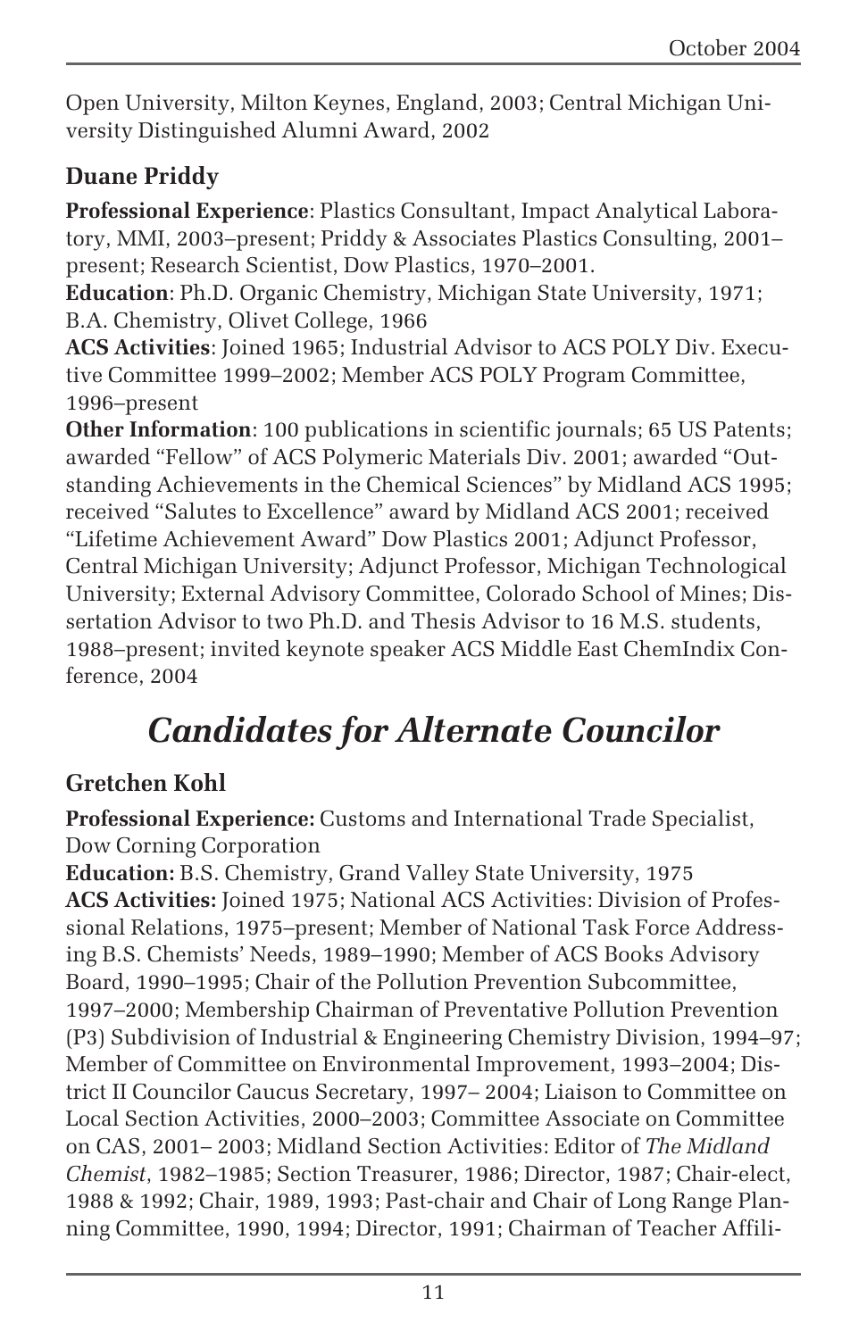Open University, Milton Keynes, England, 2003; Central Michigan University Distinguished Alumni Award, 2002

### Duane Priddy

**Professional Experience**: Plastics Consultant, Impact Analytical Laboratory, MMI, 2003–present; Priddy & Associates Plastics Consulting, 2001–present; Research Scientist, Dow Plastics, 1970–2001.
**Education**: Ph.D. Organic Chemistry, Michigan State University, 1971; B.A. Chemistry, Olivet College, 1966
**ACS Activities**: Joined 1965; Industrial Advisor to ACS POLY Div. Executive Committee 1999–2002; Member ACS POLY Program Committee, 1996–present
**Other Information**: 100 publications in scientific journals; 65 US Patents; awarded "Fellow" of ACS Polymeric Materials Div. 2001; awarded "Outstanding Achievements in the Chemical Sciences" by Midland ACS 1995; received "Salutes to Excellence" award by Midland ACS 2001; received "Lifetime Achievement Award" Dow Plastics 2001; Adjunct Professor, Central Michigan University; Adjunct Professor, Michigan Technological University; External Advisory Committee, Colorado School of Mines; Dissertation Advisor to two Ph.D. and Thesis Advisor to 16 M.S. students, 1988–present; invited keynote speaker ACS Middle East ChemIndix Conference, 2004

## *Candidates for Alternate Councilor*

### Gretchen Kohl

**Professional Experience:** Customs and International Trade Specialist, Dow Corning Corporation
**Education:** B.S. Chemistry, Grand Valley State University, 1975
**ACS Activities:** Joined 1975; National ACS Activities: Division of Professional Relations, 1975–present; Member of National Task Force Addressing B.S. Chemists' Needs, 1989–1990; Member of ACS Books Advisory Board, 1990–1995; Chair of the Pollution Prevention Subcommittee, 1997–2000; Membership Chairman of Preventative Pollution Prevention (P3) Subdivision of Industrial & Engineering Chemistry Division, 1994–97; Member of Committee on Environmental Improvement, 1993–2004; District II Councilor Caucus Secretary, 1997– 2004; Liaison to Committee on Local Section Activities, 2000–2003; Committee Associate on Committee on CAS, 2001– 2003; Midland Section Activities: Editor of *The Midland Chemist*, 1982–1985; Section Treasurer, 1986; Director, 1987; Chair-elect, 1988 & 1992; Chair, 1989, 1993; Past-chair and Chair of Long Range Planning Committee, 1990, 1994; Director, 1991; Chairman of Teacher Affili-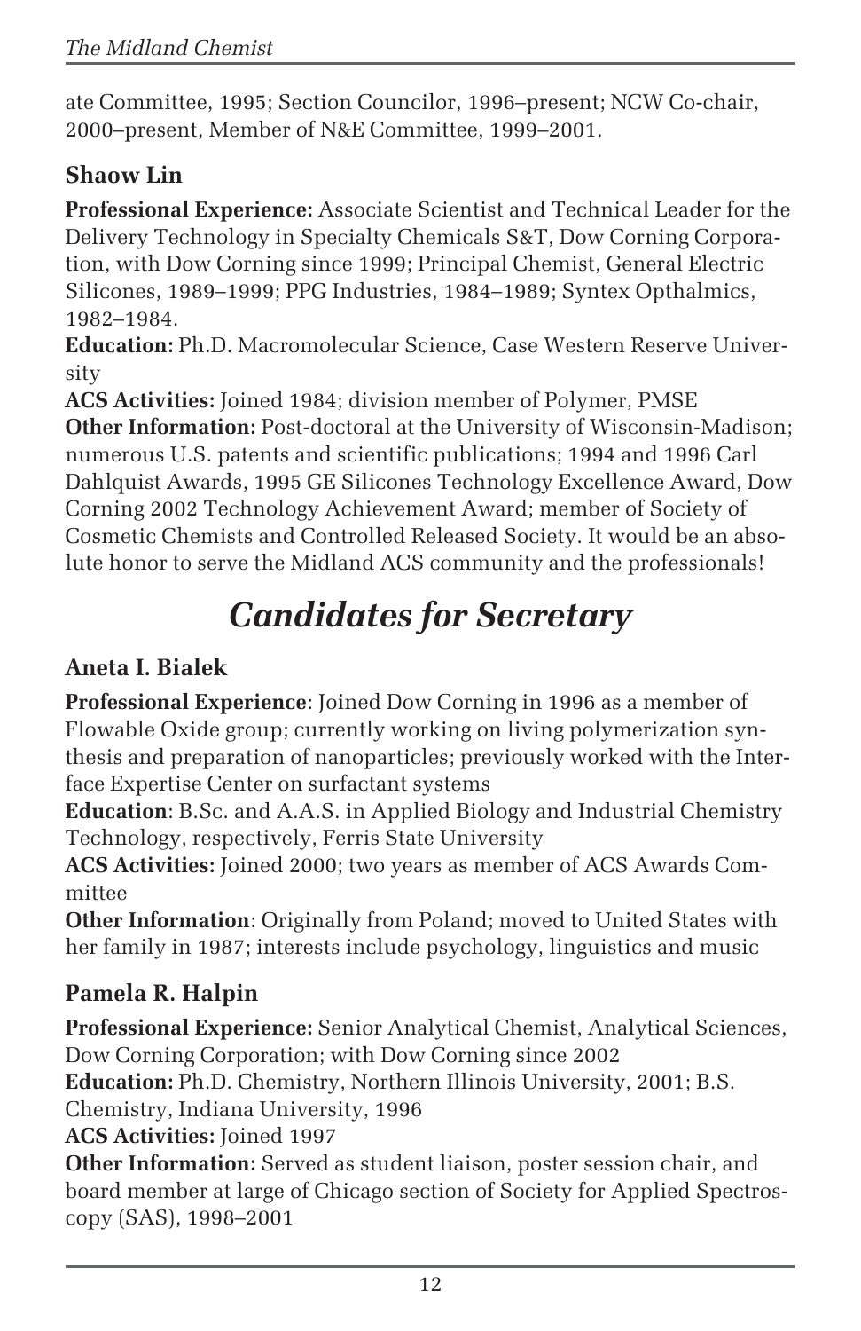ate Committee, 1995; Section Councilor, 1996–present; NCW Co-chair, 2000–present, Member of N&E Committee, 1999–2001.

### Shaow Lin

**Professional Experience:** Associate Scientist and Technical Leader for the Delivery Technology in Specialty Chemicals S&T, Dow Corning Corporation, with Dow Corning since 1999; Principal Chemist, General Electric Silicones, 1989–1999; PPG Industries, 1984–1989; Syntex Opthalmics, 1982–1984.
**Education:** Ph.D. Macromolecular Science, Case Western Reserve University
**ACS Activities:** Joined 1984; division member of Polymer, PMSE
**Other Information:** Post-doctoral at the University of Wisconsin-Madison; numerous U.S. patents and scientific publications; 1994 and 1996 Carl Dahlquist Awards, 1995 GE Silicones Technology Excellence Award, Dow Corning 2002 Technology Achievement Award; member of Society of Cosmetic Chemists and Controlled Released Society. It would be an absolute honor to serve the Midland ACS community and the professionals!

## *Candidates for Secretary*

### Aneta I. Bialek

**Professional Experience**: Joined Dow Corning in 1996 as a member of Flowable Oxide group; currently working on living polymerization synthesis and preparation of nanoparticles; previously worked with the Interface Expertise Center on surfactant systems
**Education**: B.Sc. and A.A.S. in Applied Biology and Industrial Chemistry Technology, respectively, Ferris State University
**ACS Activities:** Joined 2000; two years as member of ACS Awards Committee
**Other Information**: Originally from Poland; moved to United States with her family in 1987; interests include psychology, linguistics and music

### Pamela R. Halpin

**Professional Experience:** Senior Analytical Chemist, Analytical Sciences, Dow Corning Corporation; with Dow Corning since 2002
**Education:** Ph.D. Chemistry, Northern Illinois University, 2001; B.S. Chemistry, Indiana University, 1996
**ACS Activities:** Joined 1997
**Other Information:** Served as student liaison, poster session chair, and board member at large of Chicago section of Society for Applied Spectroscopy (SAS), 1998–2001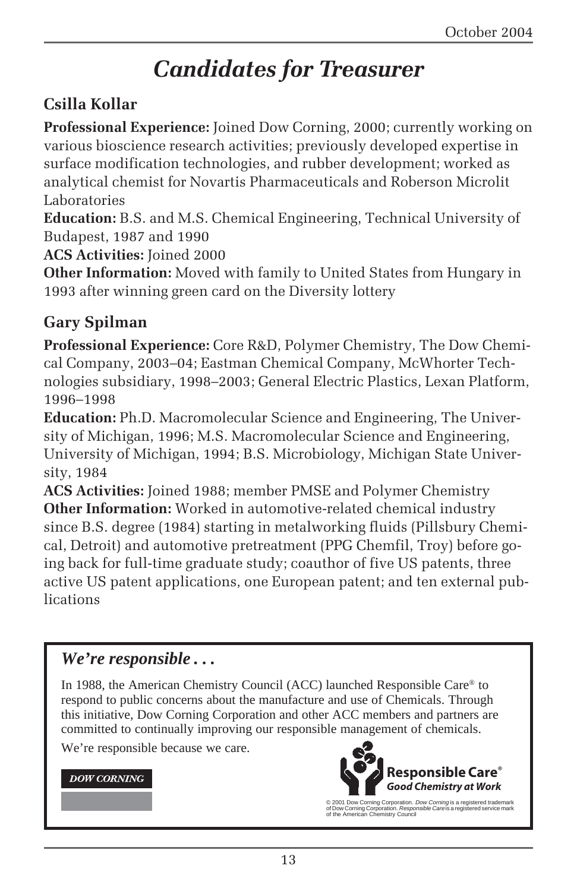# *Candidates for Treasurer*

## Csilla Kollar

**Professional Experience:** Joined Dow Corning, 2000; currently working on various bioscience research activities; previously developed expertise in surface modification technologies, and rubber development; worked as analytical chemist for Novartis Pharmaceuticals and Roberson Microlit Laboratories

**Education:** B.S. and M.S. Chemical Engineering, Technical University of Budapest, 1987 and 1990

**ACS Activities:** Joined 2000

**Other Information:** Moved with family to United States from Hungary in 1993 after winning green card on the Diversity lottery

## Gary Spilman

**Professional Experience:** Core R&D, Polymer Chemistry, The Dow Chemical Company, 2003–04; Eastman Chemical Company, McWhorter Technologies subsidiary, 1998–2003; General Electric Plastics, Lexan Platform, 1996–1998

**Education:** Ph.D. Macromolecular Science and Engineering, The University of Michigan, 1996; M.S. Macromolecular Science and Engineering, University of Michigan, 1994; B.S. Microbiology, Michigan State University, 1984

**ACS Activities:** Joined 1988; member PMSE and Polymer Chemistry

**Other Information:** Worked in automotive-related chemical industry since B.S. degree (1984) starting in metalworking fluids (Pillsbury Chemical, Detroit) and automotive pretreatment (PPG Chemfil, Troy) before going back for full-time graduate study; coauthor of five US patents, three active US patent applications, one European patent; and ten external publications

---

### *We're responsible . . .*

In 1988, the American Chemistry Council (ACC) launched Responsible Care® to respond to public concerns about the manufacture and use of Chemicals. Through this initiative, Dow Corning Corporation and other ACC members and partners are committed to continually improving our responsible management of chemicals.

We're responsible because we care.

DOW CORNING

**Responsible Care®**
***Good Chemistry at Work***

© 2001 Dow Corning Corporation. *Dow Corning* is a registered trademark of Dow Corning Corporation. *Responsible Care* is a registered service mark of the American Chemistry Council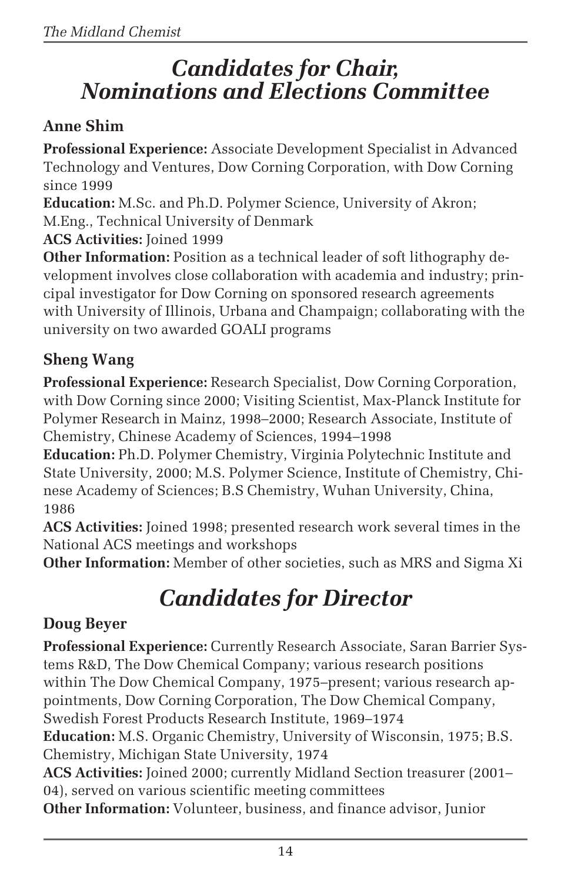# *Candidates for Chair, Nominations and Elections Committee*

### Anne Shim

**Professional Experience:** Associate Development Specialist in Advanced Technology and Ventures, Dow Corning Corporation, with Dow Corning since 1999

**Education:** M.Sc. and Ph.D. Polymer Science, University of Akron; M.Eng., Technical University of Denmark

**ACS Activities:** Joined 1999

**Other Information:** Position as a technical leader of soft lithography development involves close collaboration with academia and industry; principal investigator for Dow Corning on sponsored research agreements with University of Illinois, Urbana and Champaign; collaborating with the university on two awarded GOALI programs

### Sheng Wang

**Professional Experience:** Research Specialist, Dow Corning Corporation, with Dow Corning since 2000; Visiting Scientist, Max-Planck Institute for Polymer Research in Mainz, 1998–2000; Research Associate, Institute of Chemistry, Chinese Academy of Sciences, 1994–1998

**Education:** Ph.D. Polymer Chemistry, Virginia Polytechnic Institute and State University, 2000; M.S. Polymer Science, Institute of Chemistry, Chinese Academy of Sciences; B.S Chemistry, Wuhan University, China, 1986

**ACS Activities:** Joined 1998; presented research work several times in the National ACS meetings and workshops

**Other Information:** Member of other societies, such as MRS and Sigma Xi

# *Candidates for Director*

### Doug Beyer

**Professional Experience:** Currently Research Associate, Saran Barrier Systems R&D, The Dow Chemical Company; various research positions within The Dow Chemical Company, 1975–present; various research appointments, Dow Corning Corporation, The Dow Chemical Company, Swedish Forest Products Research Institute, 1969–1974

**Education:** M.S. Organic Chemistry, University of Wisconsin, 1975; B.S. Chemistry, Michigan State University, 1974

**ACS Activities:** Joined 2000; currently Midland Section treasurer (2001–04), served on various scientific meeting committees

**Other Information:** Volunteer, business, and finance advisor, Junior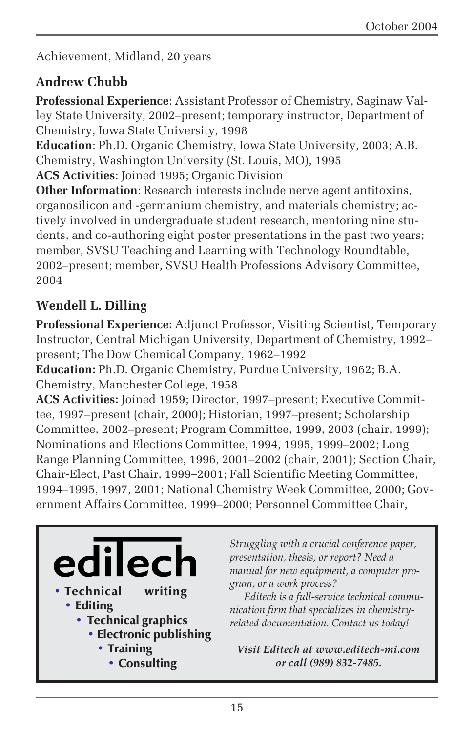Achievement, Midland, 20 years

### Andrew Chubb

**Professional Experience**: Assistant Professor of Chemistry, Saginaw Valley State University, 2002–present; temporary instructor, Department of Chemistry, Iowa State University, 1998
**Education**: Ph.D. Organic Chemistry, Iowa State University, 2003; A.B. Chemistry, Washington University (St. Louis, MO), 1995
**ACS Activities**: Joined 1995; Organic Division
**Other Information**: Research interests include nerve agent antitoxins, organosilicon and -germanium chemistry, and materials chemistry; actively involved in undergraduate student research, mentoring nine students, and co-authoring eight poster presentations in the past two years; member, SVSU Teaching and Learning with Technology Roundtable, 2002–present; member, SVSU Health Professions Advisory Committee, 2004

### Wendell L. Dilling

**Professional Experience:** Adjunct Professor, Visiting Scientist, Temporary Instructor, Central Michigan University, Department of Chemistry, 1992–present; The Dow Chemical Company, 1962–1992
**Education:** Ph.D. Organic Chemistry, Purdue University, 1962; B.A. Chemistry, Manchester College, 1958
**ACS Activities:** Joined 1959; Director, 1997–present; Executive Committee, 1997–present (chair, 2000); Historian, 1997–present; Scholarship Committee, 2002–present; Program Committee, 1999, 2003 (chair, 1999); Nominations and Elections Committee, 1994, 1995, 1999–2002; Long Range Planning Committee, 1996, 2001–2002 (chair, 2001); Section Chair, Chair-Elect, Past Chair, 1999–2001; Fall Scientific Meeting Committee, 1994–1995, 1997, 2001; National Chemistry Week Committee, 2000; Government Affairs Committee, 1999–2000; Personnel Committee Chair,

---

**ediTech**

- Technical writing
- Editing
- Technical graphics
- Electronic publishing
- Training
- Consulting

*Struggling with a crucial conference paper, presentation, thesis, or report? Need a manual for new equipment, a computer program, or a work process?*

*Editech is a full-service technical communication firm that specializes in chemistry-related documentation. Contact us today!*

***Visit Editech at www.editech-mi.com or call (989) 832-7485.***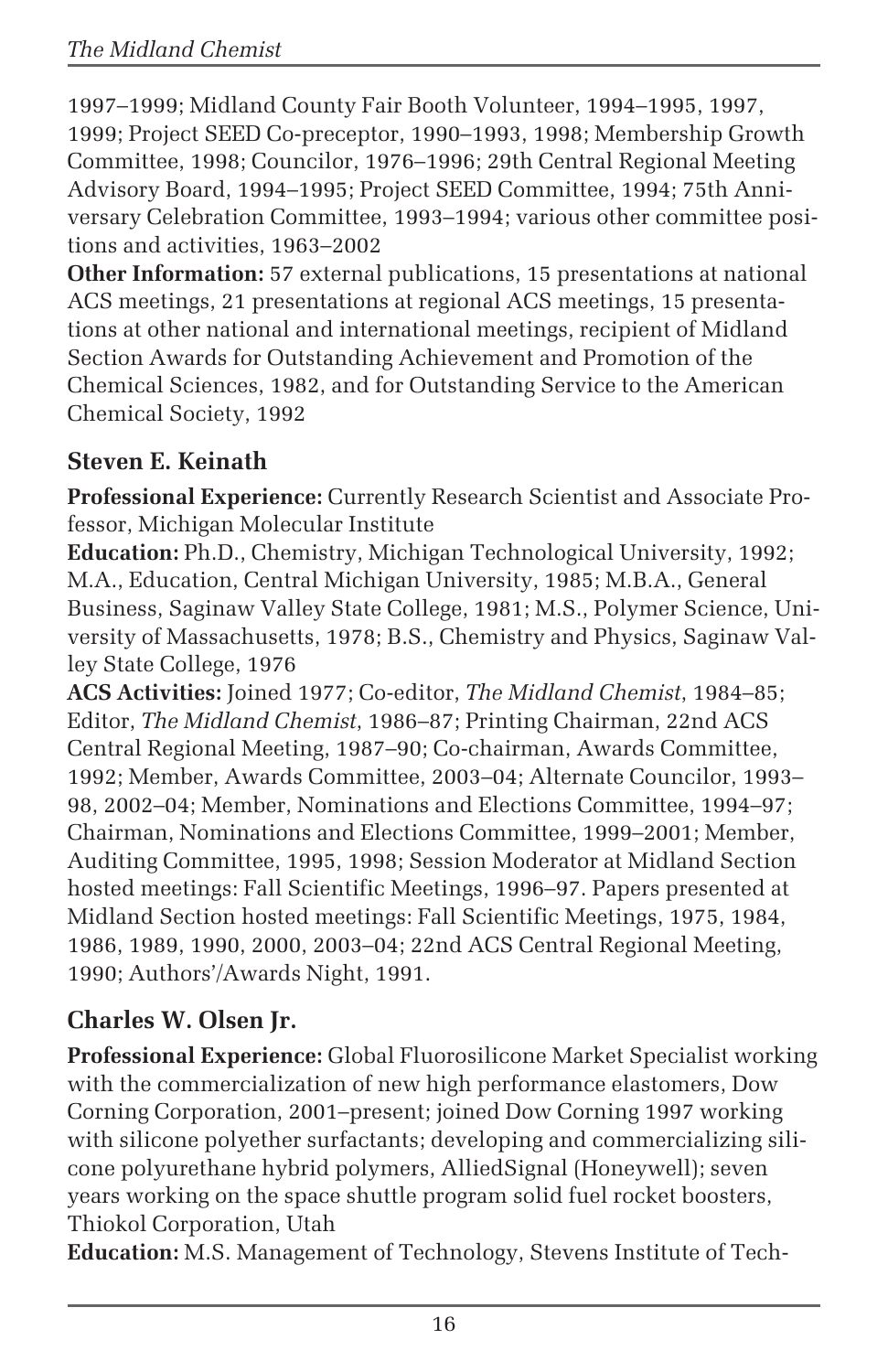1997–1999; Midland County Fair Booth Volunteer, 1994–1995, 1997, 1999; Project SEED Co-preceptor, 1990–1993, 1998; Membership Growth Committee, 1998; Councilor, 1976–1996; 29th Central Regional Meeting Advisory Board, 1994–1995; Project SEED Committee, 1994; 75th Anniversary Celebration Committee, 1993–1994; various other committee positions and activities, 1963–2002

**Other Information:** 57 external publications, 15 presentations at national ACS meetings, 21 presentations at regional ACS meetings, 15 presentations at other national and international meetings, recipient of Midland Section Awards for Outstanding Achievement and Promotion of the Chemical Sciences, 1982, and for Outstanding Service to the American Chemical Society, 1992

## Steven E. Keinath

**Professional Experience:** Currently Research Scientist and Associate Professor, Michigan Molecular Institute

**Education:** Ph.D., Chemistry, Michigan Technological University, 1992; M.A., Education, Central Michigan University, 1985; M.B.A., General Business, Saginaw Valley State College, 1981; M.S., Polymer Science, University of Massachusetts, 1978; B.S., Chemistry and Physics, Saginaw Valley State College, 1976

**ACS Activities:** Joined 1977; Co-editor, *The Midland Chemist*, 1984–85; Editor, *The Midland Chemist*, 1986–87; Printing Chairman, 22nd ACS Central Regional Meeting, 1987–90; Co-chairman, Awards Committee, 1992; Member, Awards Committee, 2003–04; Alternate Councilor, 1993–98, 2002–04; Member, Nominations and Elections Committee, 1994–97; Chairman, Nominations and Elections Committee, 1999–2001; Member, Auditing Committee, 1995, 1998; Session Moderator at Midland Section hosted meetings: Fall Scientific Meetings, 1996–97. Papers presented at Midland Section hosted meetings: Fall Scientific Meetings, 1975, 1984, 1986, 1989, 1990, 2000, 2003–04; 22nd ACS Central Regional Meeting, 1990; Authors'/Awards Night, 1991.

## Charles W. Olsen Jr.

**Professional Experience:** Global Fluorosilicone Market Specialist working with the commercialization of new high performance elastomers, Dow Corning Corporation, 2001–present; joined Dow Corning 1997 working with silicone polyether surfactants; developing and commercializing silicone polyurethane hybrid polymers, AlliedSignal (Honeywell); seven years working on the space shuttle program solid fuel rocket boosters, Thiokol Corporation, Utah

**Education:** M.S. Management of Technology, Stevens Institute of Tech-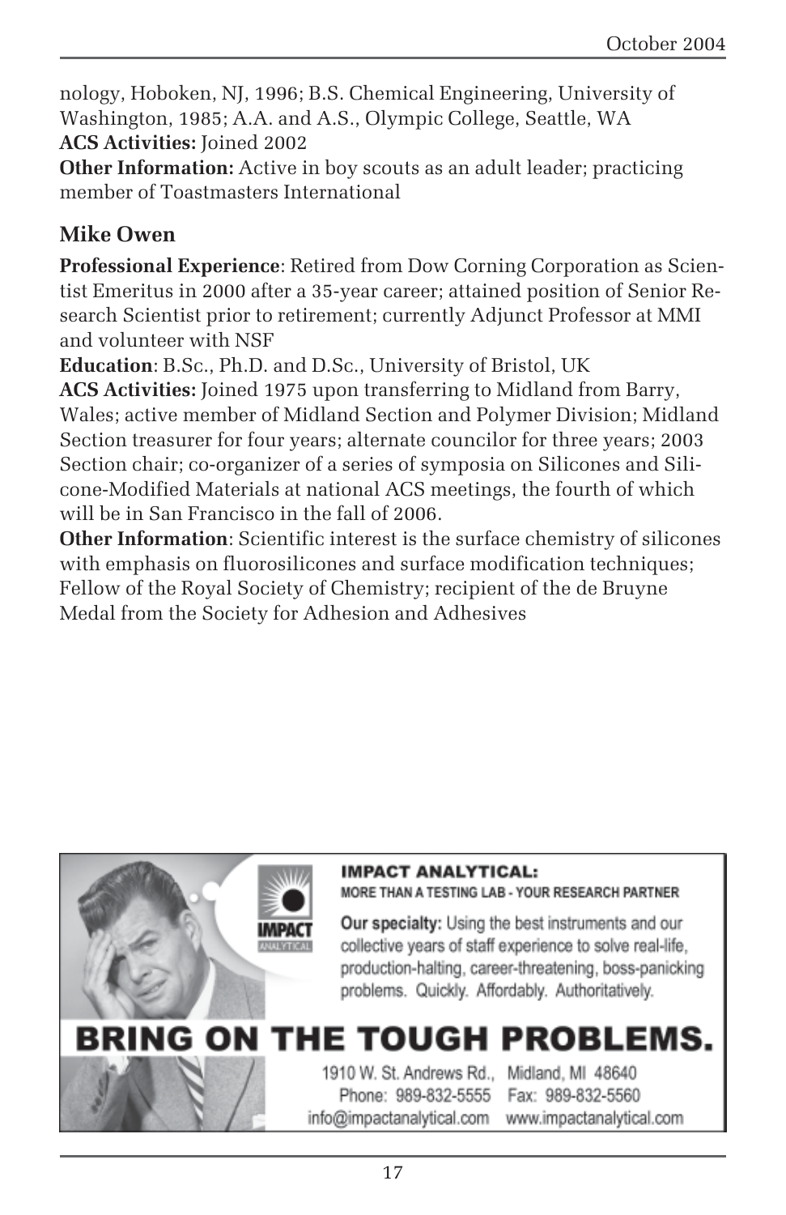nology, Hoboken, NJ, 1996; B.S. Chemical Engineering, University of Washington, 1985; A.A. and A.S., Olympic College, Seattle, WA
**ACS Activities:** Joined 2002
**Other Information:** Active in boy scouts as an adult leader; practicing member of Toastmasters International

### Mike Owen

**Professional Experience**: Retired from Dow Corning Corporation as Scientist Emeritus in 2000 after a 35-year career; attained position of Senior Research Scientist prior to retirement; currently Adjunct Professor at MMI and volunteer with NSF
**Education**: B.Sc., Ph.D. and D.Sc., University of Bristol, UK
**ACS Activities:** Joined 1975 upon transferring to Midland from Barry, Wales; active member of Midland Section and Polymer Division; Midland Section treasurer for four years; alternate councilor for three years; 2003 Section chair; co-organizer of a series of symposia on Silicones and Silicone-Modified Materials at national ACS meetings, the fourth of which will be in San Francisco in the fall of 2006.
**Other Information**: Scientific interest is the surface chemistry of silicones with emphasis on fluorosilicones and surface modification techniques; Fellow of the Royal Society of Chemistry; recipient of the de Bruyne Medal from the Society for Adhesion and Adhesives

**IMPACT ANALYTICAL:**
MORE THAN A TESTING LAB - YOUR RESEARCH PARTNER

**Our specialty:** Using the best instruments and our collective years of staff experience to solve real-life, production-halting, career-threatening, boss-panicking problems. Quickly. Affordably. Authoritatively.

**BRING ON THE TOUGH PROBLEMS.**

1910 W. St. Andrews Rd., Midland, MI 48640
Phone: 989-832-5555 Fax: 989-832-5560
info@impactanalytical.com www.impactanalytical.com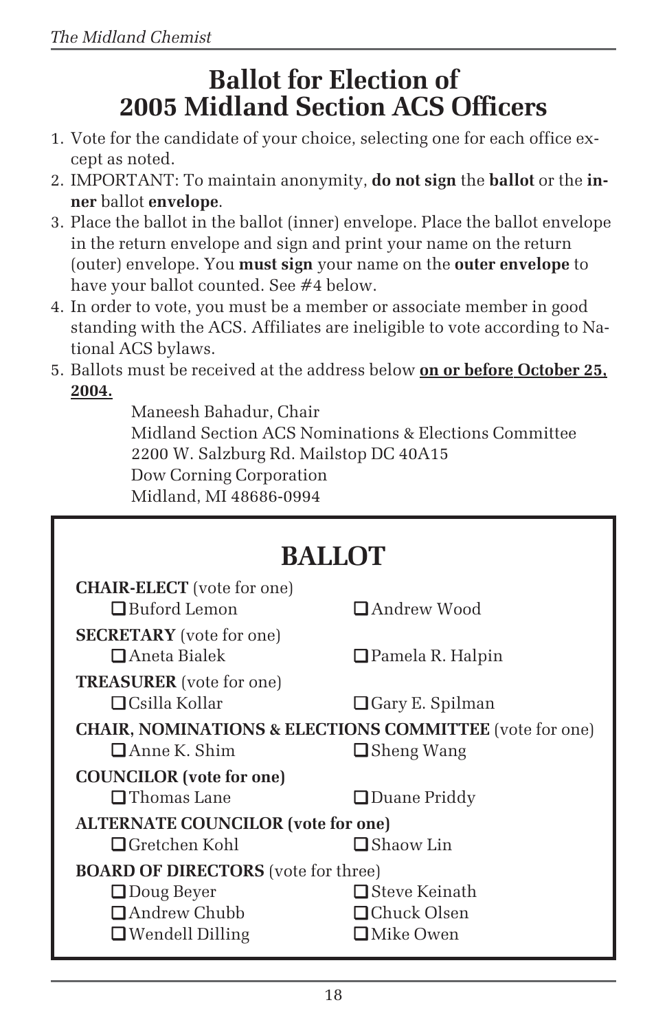# Ballot for Election of 2005 Midland Section ACS Officers

1. Vote for the candidate of your choice, selecting one for each office except as noted.
2. IMPORTANT: To maintain anonymity, **do not sign** the **ballot** or the **inner** ballot **envelope**.
3. Place the ballot in the ballot (inner) envelope. Place the ballot envelope in the return envelope and sign and print your name on the return (outer) envelope. You **must sign** your name on the **outer envelope** to have your ballot counted. See #4 below.
4. In order to vote, you must be a member or associate member in good standing with the ACS. Affiliates are ineligible to vote according to National ACS bylaws.
5. Ballots must be received at the address below **<u>on or before</u> <u>October 25, 2004.</u>**

    Maneesh Bahadur, Chair
    Midland Section ACS Nominations & Elections Committee
    2200 W. Salzburg Rd. Mailstop DC 40A15
    Dow Corning Corporation
    Midland, MI 48686-0994

# BALLOT

**CHAIR-ELECT** (vote for one)

- ❑ Buford Lemon
- ❑ Andrew Wood

**SECRETARY** (vote for one)

- ❑ Aneta Bialek
- ❑ Pamela R. Halpin

**TREASURER** (vote for one)

- ❑ Csilla Kollar
- ❑ Gary E. Spilman

**CHAIR, NOMINATIONS & ELECTIONS COMMITTEE** (vote for one)

- ❑ Anne K. Shim
- ❑ Sheng Wang

**COUNCILOR (vote for one)**

- ❑ Thomas Lane
- ❑ Duane Priddy

**ALTERNATE COUNCILOR (vote for one)**

- ❑ Gretchen Kohl
- ❑ Shaow Lin

**BOARD OF DIRECTORS** (vote for three)

- ❑ Doug Beyer
- ❑ Andrew Chubb
- ❑ Wendell Dilling
- ❑ Steve Keinath
- ❑ Chuck Olsen
- ❑ Mike Owen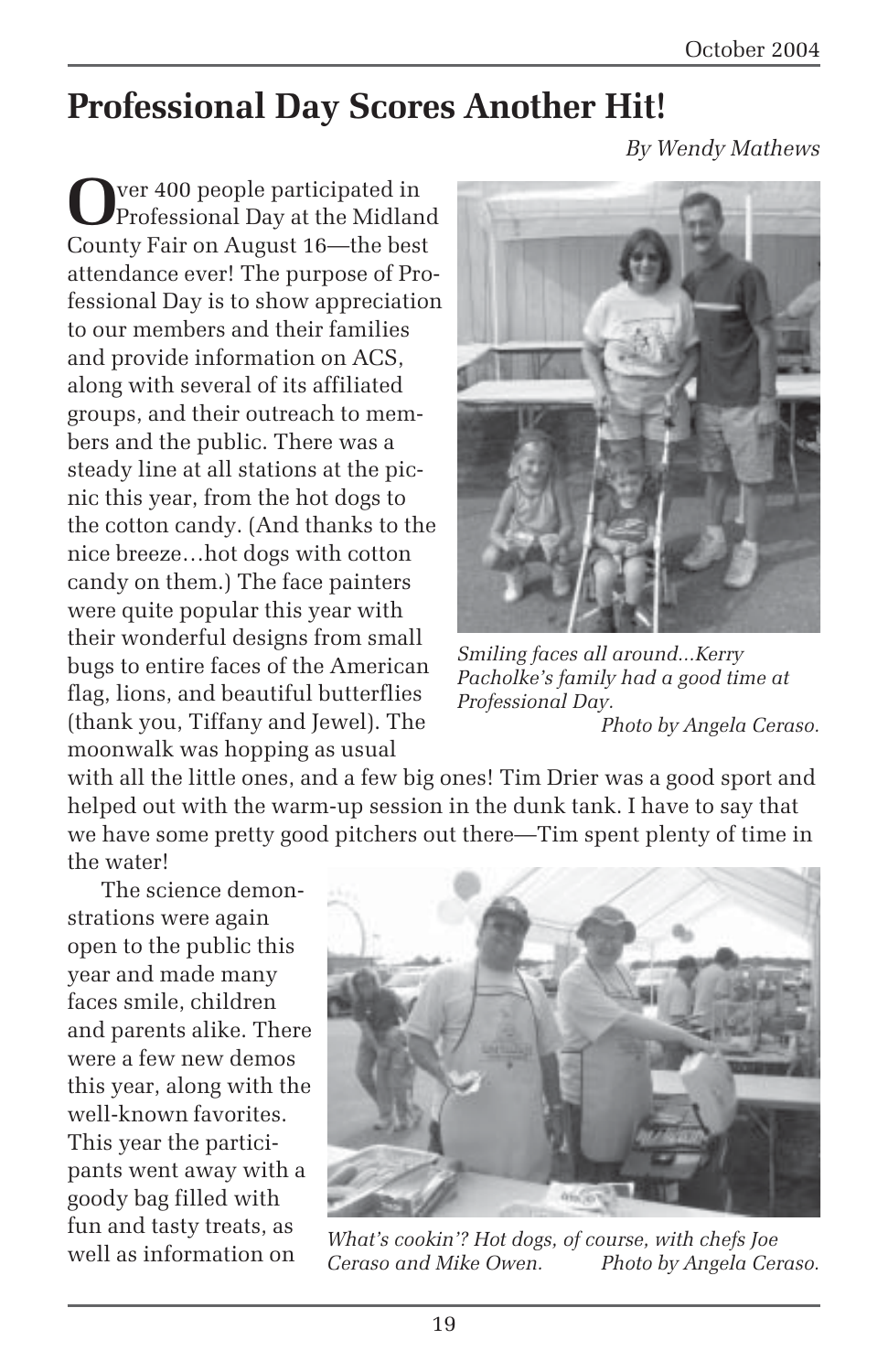# Professional Day Scores Another Hit!

*By Wendy Mathews*

Over 400 people participated in Professional Day at the Midland County Fair on August 16—the best attendance ever! The purpose of Professional Day is to show appreciation to our members and their families and provide information on ACS, along with several of its affiliated groups, and their outreach to members and the public. There was a steady line at all stations at the picnic this year, from the hot dogs to the cotton candy. (And thanks to the nice breeze…hot dogs with cotton candy on them.) The face painters were quite popular this year with their wonderful designs from small bugs to entire faces of the American flag, lions, and beautiful butterflies (thank you, Tiffany and Jewel). The moonwalk was hopping as usual with all the little ones, and a few big ones! Tim Drier was a good sport and helped out with the warm-up session in the dunk tank. I have to say that we have some pretty good pitchers out there—Tim spent plenty of time in the water!

*Smiling faces all around...Kerry Pacholke's family had a good time at Professional Day.* *Photo by Angela Ceraso.*

The science demonstrations were again open to the public this year and made many faces smile, children and parents alike. There were a few new demos this year, along with the well-known favorites. This year the participants went away with a goody bag filled with fun and tasty treats, as well as information on

*What's cookin'? Hot dogs, of course, with chefs Joe Ceraso and Mike Owen.* *Photo by Angela Ceraso.*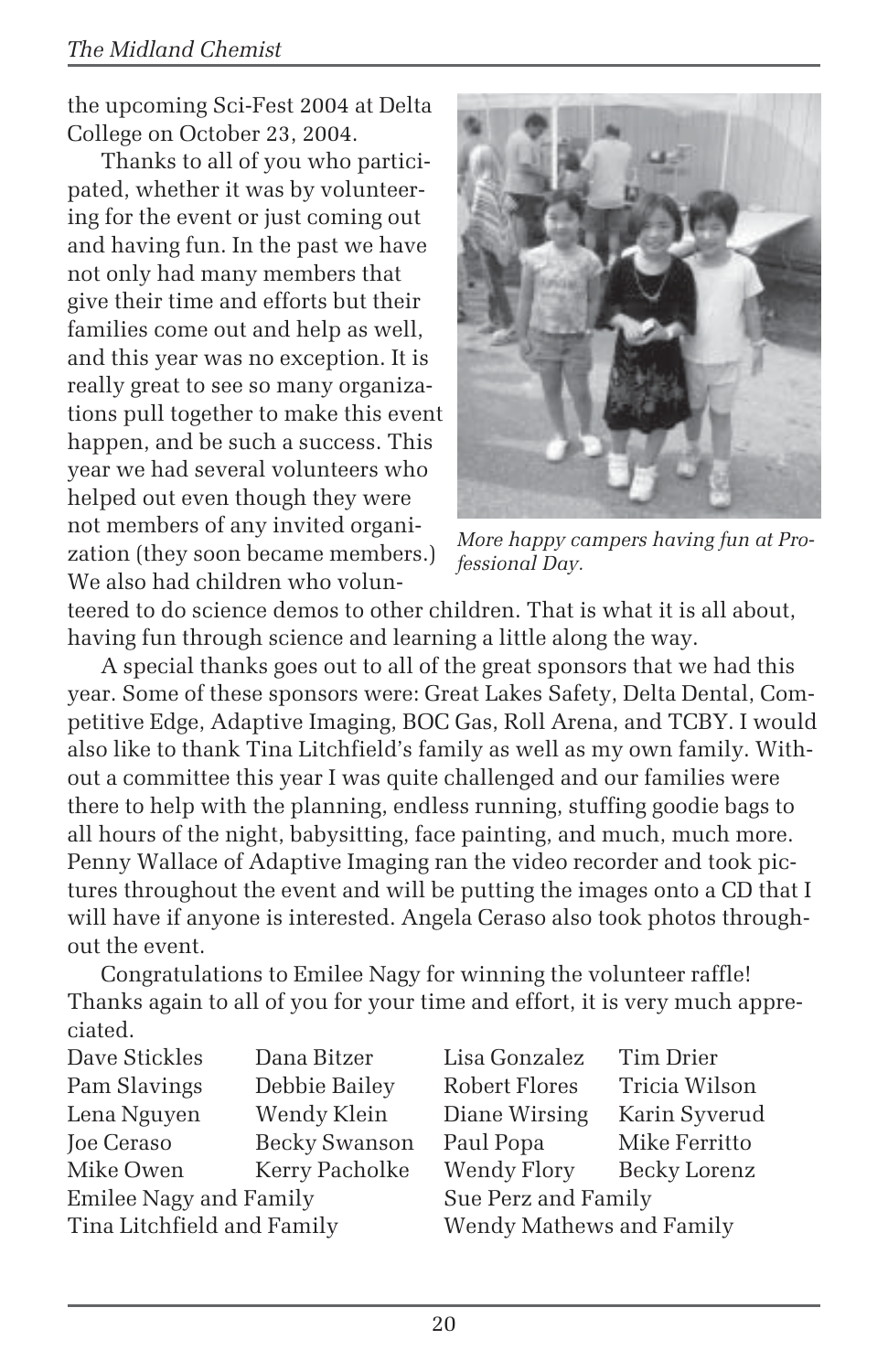the upcoming Sci-Fest 2004 at Delta College on October 23, 2004.

Thanks to all of you who participated, whether it was by volunteering for the event or just coming out and having fun. In the past we have not only had many members that give their time and efforts but their families come out and help as well, and this year was no exception. It is really great to see so many organizations pull together to make this event happen, and be such a success. This year we had several volunteers who helped out even though they were not members of any invited organization (they soon became members.) We also had children who volunteered to do science demos to other children. That is what it is all about, having fun through science and learning a little along the way.

*More happy campers having fun at Professional Day.*

A special thanks goes out to all of the great sponsors that we had this year. Some of these sponsors were: Great Lakes Safety, Delta Dental, Competitive Edge, Adaptive Imaging, BOC Gas, Roll Arena, and TCBY. I would also like to thank Tina Litchfield's family as well as my own family. Without a committee this year I was quite challenged and our families were there to help with the planning, endless running, stuffing goodie bags to all hours of the night, babysitting, face painting, and much, much more. Penny Wallace of Adaptive Imaging ran the video recorder and took pictures throughout the event and will be putting the images onto a CD that I will have if anyone is interested. Angela Ceraso also took photos throughout the event.

Congratulations to Emilee Nagy for winning the volunteer raffle! Thanks again to all of you for your time and effort, it is very much appreciated.

| | | | |
|---|---|---|---|
| Dave Stickles | Dana Bitzer | Lisa Gonzalez | Tim Drier |
| Pam Slavings | Debbie Bailey | Robert Flores | Tricia Wilson |
| Lena Nguyen | Wendy Klein | Diane Wirsing | Karin Syverud |
| Joe Ceraso | Becky Swanson | Paul Popa | Mike Ferritto |
| Mike Owen | Kerry Pacholke | Wendy Flory | Becky Lorenz |
| Emilee Nagy and Family | | Sue Perz and Family | |
| Tina Litchfield and Family | | Wendy Mathews and Family | |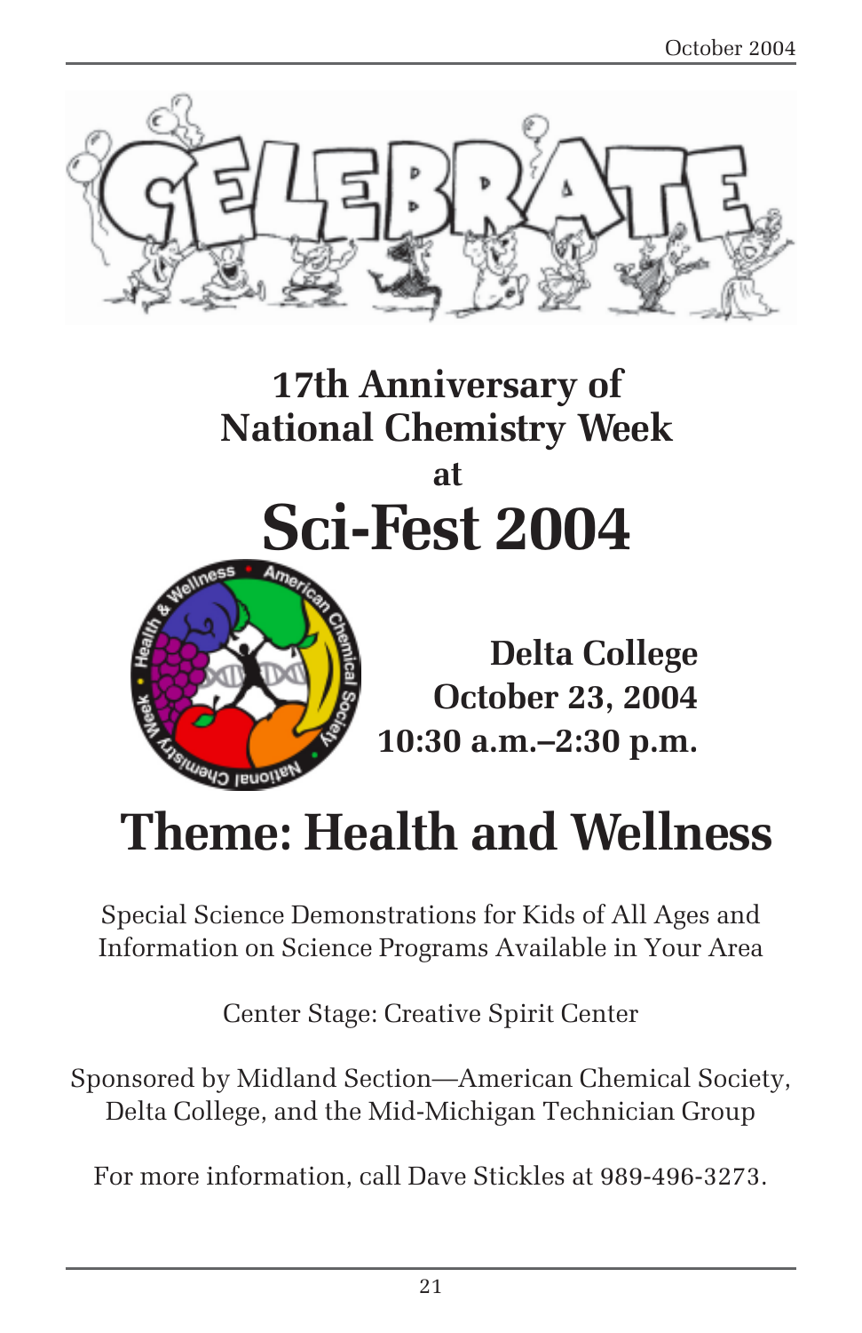# CELEBRATE

## 17th Anniversary of National Chemistry Week

at

# Sci-Fest 2004

**Delta College**
**October 23, 2004**
**10:30 a.m.–2:30 p.m.**

## Theme: Health and Wellness

Special Science Demonstrations for Kids of All Ages and Information on Science Programs Available in Your Area

Center Stage: Creative Spirit Center

Sponsored by Midland Section—American Chemical Society, Delta College, and the Mid-Michigan Technician Group

For more information, call Dave Stickles at 989-496-3273.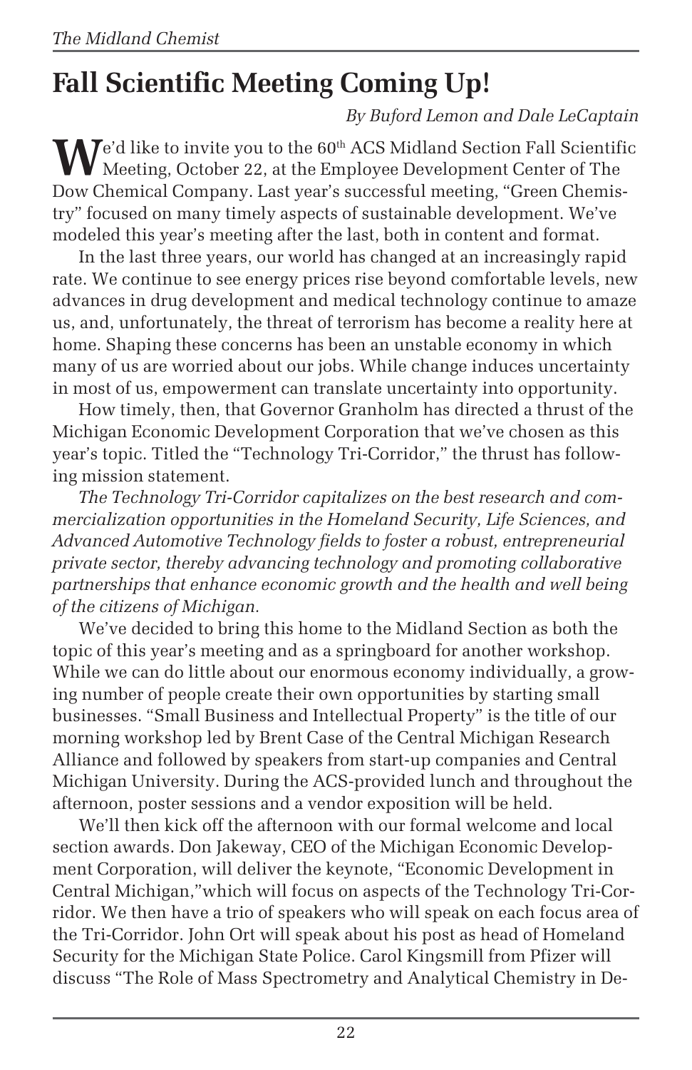# Fall Scientific Meeting Coming Up!

*By Buford Lemon and Dale LeCaptain*

We'd like to invite you to the 60th ACS Midland Section Fall Scientific Meeting, October 22, at the Employee Development Center of The Dow Chemical Company. Last year's successful meeting, "Green Chemistry" focused on many timely aspects of sustainable development. We've modeled this year's meeting after the last, both in content and format.

In the last three years, our world has changed at an increasingly rapid rate. We continue to see energy prices rise beyond comfortable levels, new advances in drug development and medical technology continue to amaze us, and, unfortunately, the threat of terrorism has become a reality here at home. Shaping these concerns has been an unstable economy in which many of us are worried about our jobs. While change induces uncertainty in most of us, empowerment can translate uncertainty into opportunity.

How timely, then, that Governor Granholm has directed a thrust of the Michigan Economic Development Corporation that we've chosen as this year's topic. Titled the "Technology Tri-Corridor," the thrust has following mission statement.

*The Technology Tri-Corridor capitalizes on the best research and commercialization opportunities in the Homeland Security, Life Sciences, and Advanced Automotive Technology fields to foster a robust, entrepreneurial private sector, thereby advancing technology and promoting collaborative partnerships that enhance economic growth and the health and well being of the citizens of Michigan.*

We've decided to bring this home to the Midland Section as both the topic of this year's meeting and as a springboard for another workshop. While we can do little about our enormous economy individually, a growing number of people create their own opportunities by starting small businesses. "Small Business and Intellectual Property" is the title of our morning workshop led by Brent Case of the Central Michigan Research Alliance and followed by speakers from start-up companies and Central Michigan University. During the ACS-provided lunch and throughout the afternoon, poster sessions and a vendor exposition will be held.

We'll then kick off the afternoon with our formal welcome and local section awards. Don Jakeway, CEO of the Michigan Economic Development Corporation, will deliver the keynote, "Economic Development in Central Michigan,"which will focus on aspects of the Technology Tri-Corridor. We then have a trio of speakers who will speak on each focus area of the Tri-Corridor. John Ort will speak about his post as head of Homeland Security for the Michigan State Police. Carol Kingsmill from Pfizer will discuss "The Role of Mass Spectrometry and Analytical Chemistry in De-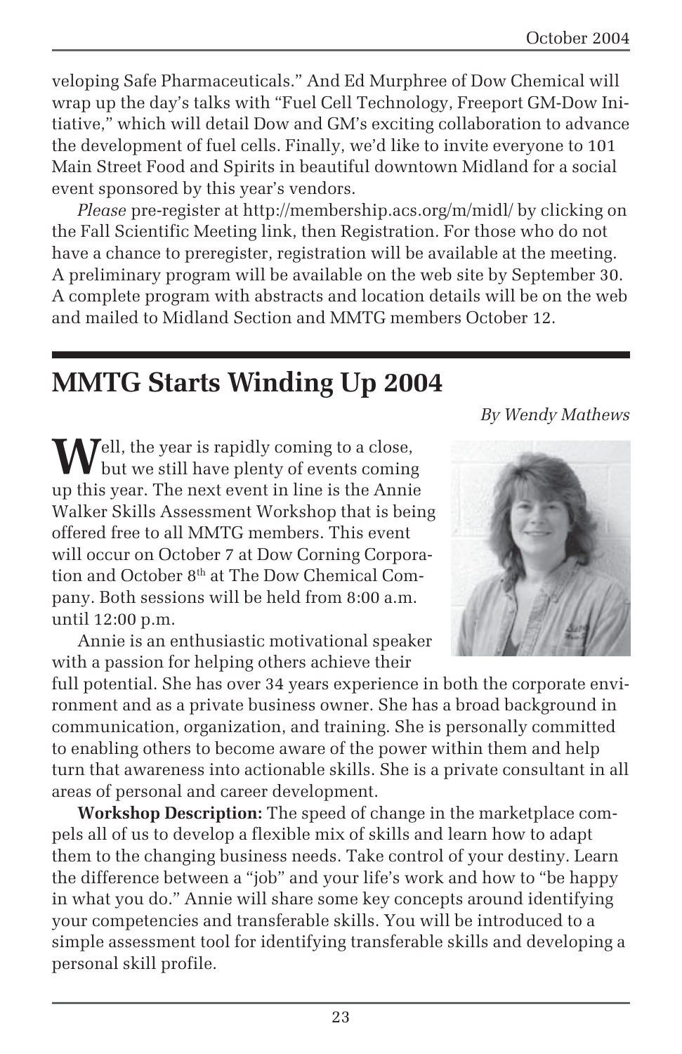veloping Safe Pharmaceuticals." And Ed Murphree of Dow Chemical will wrap up the day's talks with "Fuel Cell Technology, Freeport GM-Dow Initiative," which will detail Dow and GM's exciting collaboration to advance the development of fuel cells. Finally, we'd like to invite everyone to 101 Main Street Food and Spirits in beautiful downtown Midland for a social event sponsored by this year's vendors.

*Please* pre-register at http://membership.acs.org/m/midl/ by clicking on the Fall Scientific Meeting link, then Registration. For those who do not have a chance to preregister, registration will be available at the meeting. A preliminary program will be available on the web site by September 30. A complete program with abstracts and location details will be on the web and mailed to Midland Section and MMTG members October 12.

## MMTG Starts Winding Up 2004

*By Wendy Mathews*

Well, the year is rapidly coming to a close, but we still have plenty of events coming up this year. The next event in line is the Annie Walker Skills Assessment Workshop that is being offered free to all MMTG members. This event will occur on October 7 at Dow Corning Corporation and October 8th at The Dow Chemical Company. Both sessions will be held from 8:00 a.m. until 12:00 p.m.

Annie is an enthusiastic motivational speaker with a passion for helping others achieve their full potential. She has over 34 years experience in both the corporate environment and as a private business owner. She has a broad background in communication, organization, and training. She is personally committed to enabling others to become aware of the power within them and help turn that awareness into actionable skills. She is a private consultant in all areas of personal and career development.

**Workshop Description:** The speed of change in the marketplace compels all of us to develop a flexible mix of skills and learn how to adapt them to the changing business needs. Take control of your destiny. Learn the difference between a "job" and your life's work and how to "be happy in what you do." Annie will share some key concepts around identifying your competencies and transferable skills. You will be introduced to a simple assessment tool for identifying transferable skills and developing a personal skill profile.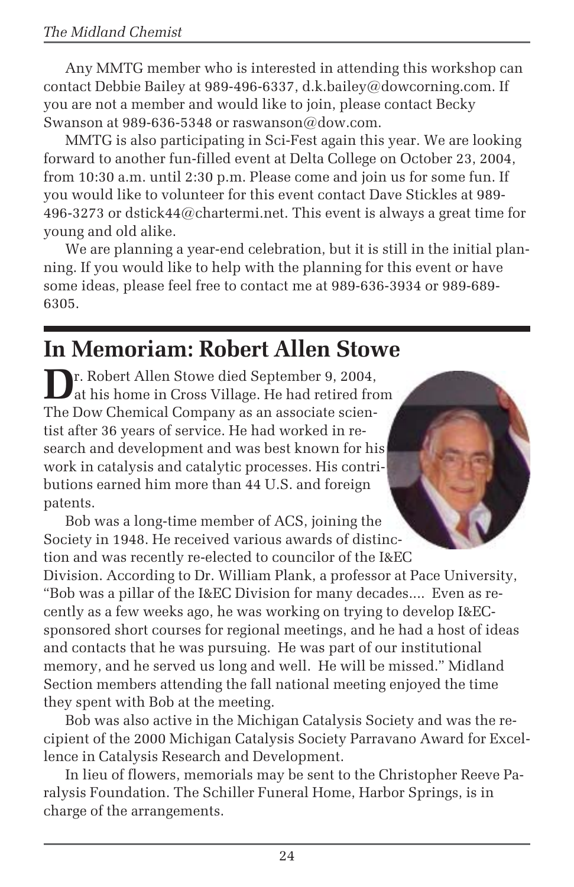Any MMTG member who is interested in attending this workshop can contact Debbie Bailey at 989-496-6337, d.k.bailey@dowcorning.com. If you are not a member and would like to join, please contact Becky Swanson at 989-636-5348 or raswanson@dow.com.

MMTG is also participating in Sci-Fest again this year. We are looking forward to another fun-filled event at Delta College on October 23, 2004, from 10:30 a.m. until 2:30 p.m. Please come and join us for some fun. If you would like to volunteer for this event contact Dave Stickles at 989-496-3273 or dstick44@chartermi.net. This event is always a great time for young and old alike.

We are planning a year-end celebration, but it is still in the initial planning. If you would like to help with the planning for this event or have some ideas, please feel free to contact me at 989-636-3934 or 989-689-6305.

# In Memoriam: Robert Allen Stowe

Dr. Robert Allen Stowe died September 9, 2004, at his home in Cross Village. He had retired from The Dow Chemical Company as an associate scientist after 36 years of service. He had worked in research and development and was best known for his work in catalysis and catalytic processes. His contributions earned him more than 44 U.S. and foreign patents.

Bob was a long-time member of ACS, joining the Society in 1948. He received various awards of distinction and was recently re-elected to councilor of the I&EC Division. According to Dr. William Plank, a professor at Pace University, "Bob was a pillar of the I&EC Division for many decades.... Even as recently as a few weeks ago, he was working on trying to develop I&EC-sponsored short courses for regional meetings, and he had a host of ideas and contacts that he was pursuing. He was part of our institutional memory, and he served us long and well. He will be missed." Midland Section members attending the fall national meeting enjoyed the time they spent with Bob at the meeting.

Bob was also active in the Michigan Catalysis Society and was the recipient of the 2000 Michigan Catalysis Society Parravano Award for Excellence in Catalysis Research and Development.

In lieu of flowers, memorials may be sent to the Christopher Reeve Paralysis Foundation. The Schiller Funeral Home, Harbor Springs, is in charge of the arrangements.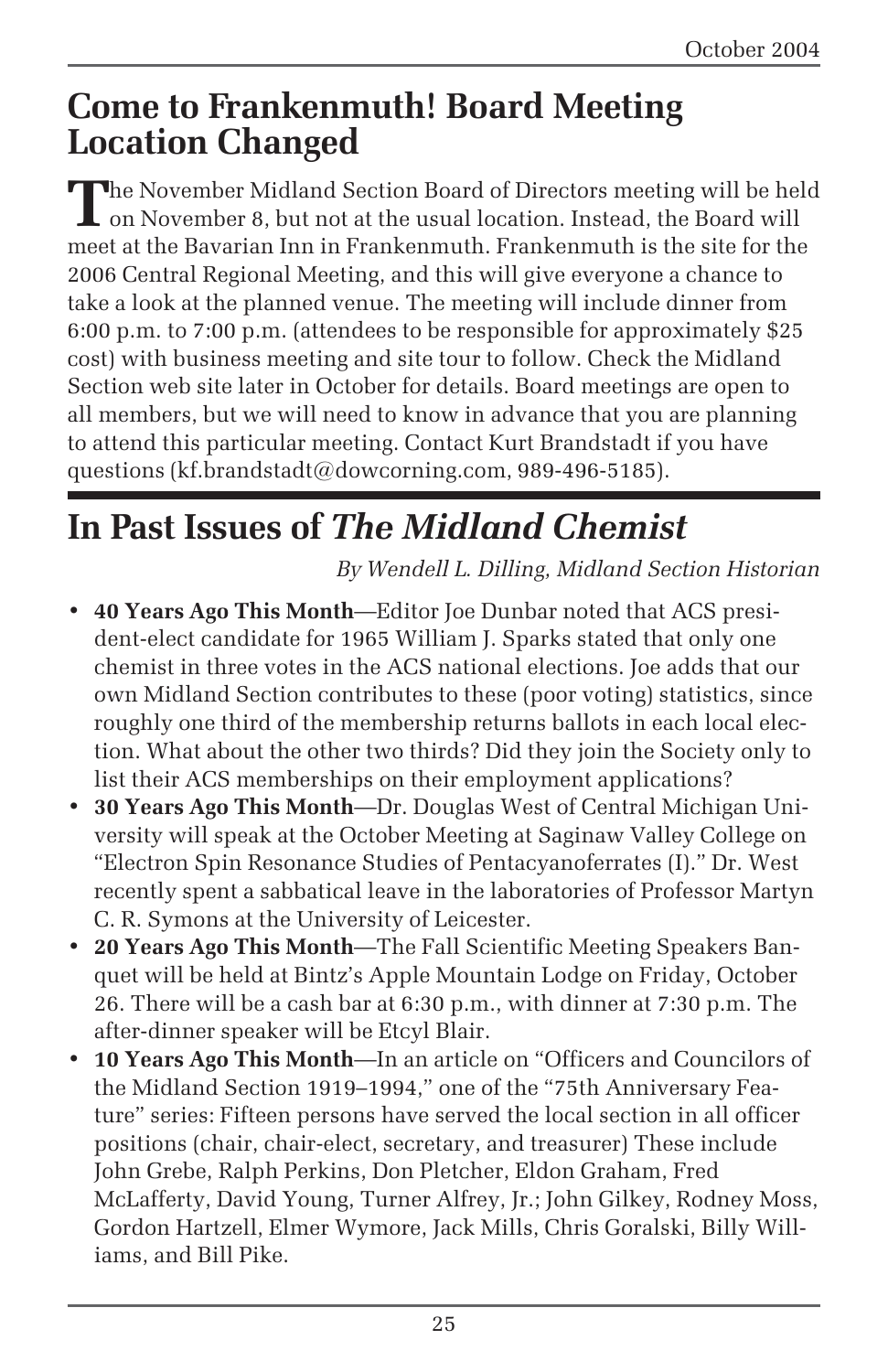## Come to Frankenmuth! Board Meeting Location Changed

The November Midland Section Board of Directors meeting will be held on November 8, but not at the usual location. Instead, the Board will meet at the Bavarian Inn in Frankenmuth. Frankenmuth is the site for the 2006 Central Regional Meeting, and this will give everyone a chance to take a look at the planned venue. The meeting will include dinner from 6:00 p.m. to 7:00 p.m. (attendees to be responsible for approximately $25 cost) with business meeting and site tour to follow. Check the Midland Section web site later in October for details. Board meetings are open to all members, but we will need to know in advance that you are planning to attend this particular meeting. Contact Kurt Brandstadt if you have questions (kf.brandstadt@dowcorning.com, 989-496-5185).

## In Past Issues of *The Midland Chemist*

*By Wendell L. Dilling, Midland Section Historian*

- **40 Years Ago This Month**—Editor Joe Dunbar noted that ACS president-elect candidate for 1965 William J. Sparks stated that only one chemist in three votes in the ACS national elections. Joe adds that our own Midland Section contributes to these (poor voting) statistics, since roughly one third of the membership returns ballots in each local election. What about the other two thirds? Did they join the Society only to list their ACS memberships on their employment applications?
- **30 Years Ago This Month**—Dr. Douglas West of Central Michigan University will speak at the October Meeting at Saginaw Valley College on "Electron Spin Resonance Studies of Pentacyanoferrates (I)." Dr. West recently spent a sabbatical leave in the laboratories of Professor Martyn C. R. Symons at the University of Leicester.
- **20 Years Ago This Month**—The Fall Scientific Meeting Speakers Banquet will be held at Bintz's Apple Mountain Lodge on Friday, October 26. There will be a cash bar at 6:30 p.m., with dinner at 7:30 p.m. The after-dinner speaker will be Etcyl Blair.
- **10 Years Ago This Month**—In an article on "Officers and Councilors of the Midland Section 1919–1994," one of the "75th Anniversary Feature" series: Fifteen persons have served the local section in all officer positions (chair, chair-elect, secretary, and treasurer) These include John Grebe, Ralph Perkins, Don Pletcher, Eldon Graham, Fred McLafferty, David Young, Turner Alfrey, Jr.; John Gilkey, Rodney Moss, Gordon Hartzell, Elmer Wymore, Jack Mills, Chris Goralski, Billy Williams, and Bill Pike.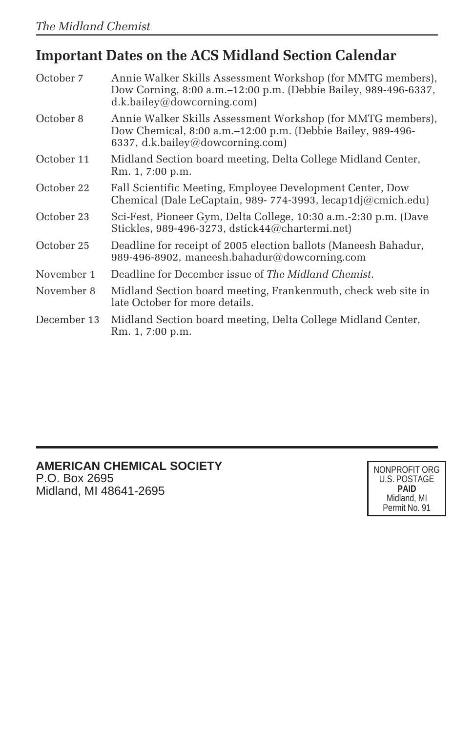## Important Dates on the ACS Midland Section Calendar

| | |
|---|---|
| October 7 | Annie Walker Skills Assessment Workshop (for MMTG members), Dow Corning, 8:00 a.m.–12:00 p.m. (Debbie Bailey, 989-496-6337, d.k.bailey@dowcorning.com) |
| October 8 | Annie Walker Skills Assessment Workshop (for MMTG members), Dow Chemical, 8:00 a.m.–12:00 p.m. (Debbie Bailey, 989-496-6337, d.k.bailey@dowcorning.com) |
| October 11 | Midland Section board meeting, Delta College Midland Center, Rm. 1, 7:00 p.m. |
| October 22 | Fall Scientific Meeting, Employee Development Center, Dow Chemical (Dale LeCaptain, 989- 774-3993, lecap1dj@cmich.edu) |
| October 23 | Sci-Fest, Pioneer Gym, Delta College, 10:30 a.m.-2:30 p.m. (Dave Stickles, 989-496-3273, dstick44@chartermi.net) |
| October 25 | Deadline for receipt of 2005 election ballots (Maneesh Bahadur, 989-496-8902, maneesh.bahadur@dowcorning.com |
| November 1 | Deadline for December issue of *The Midland Chemist*. |
| November 8 | Midland Section board meeting, Frankenmuth, check web site in late October for more details. |
| December 13 | Midland Section board meeting, Delta College Midland Center, Rm. 1, 7:00 p.m. |

**AMERICAN CHEMICAL SOCIETY**
P.O. Box 2695
Midland, MI 48641-2695

NONPROFIT ORG
U.S. POSTAGE
**PAID**
Midland, MI
Permit No. 91